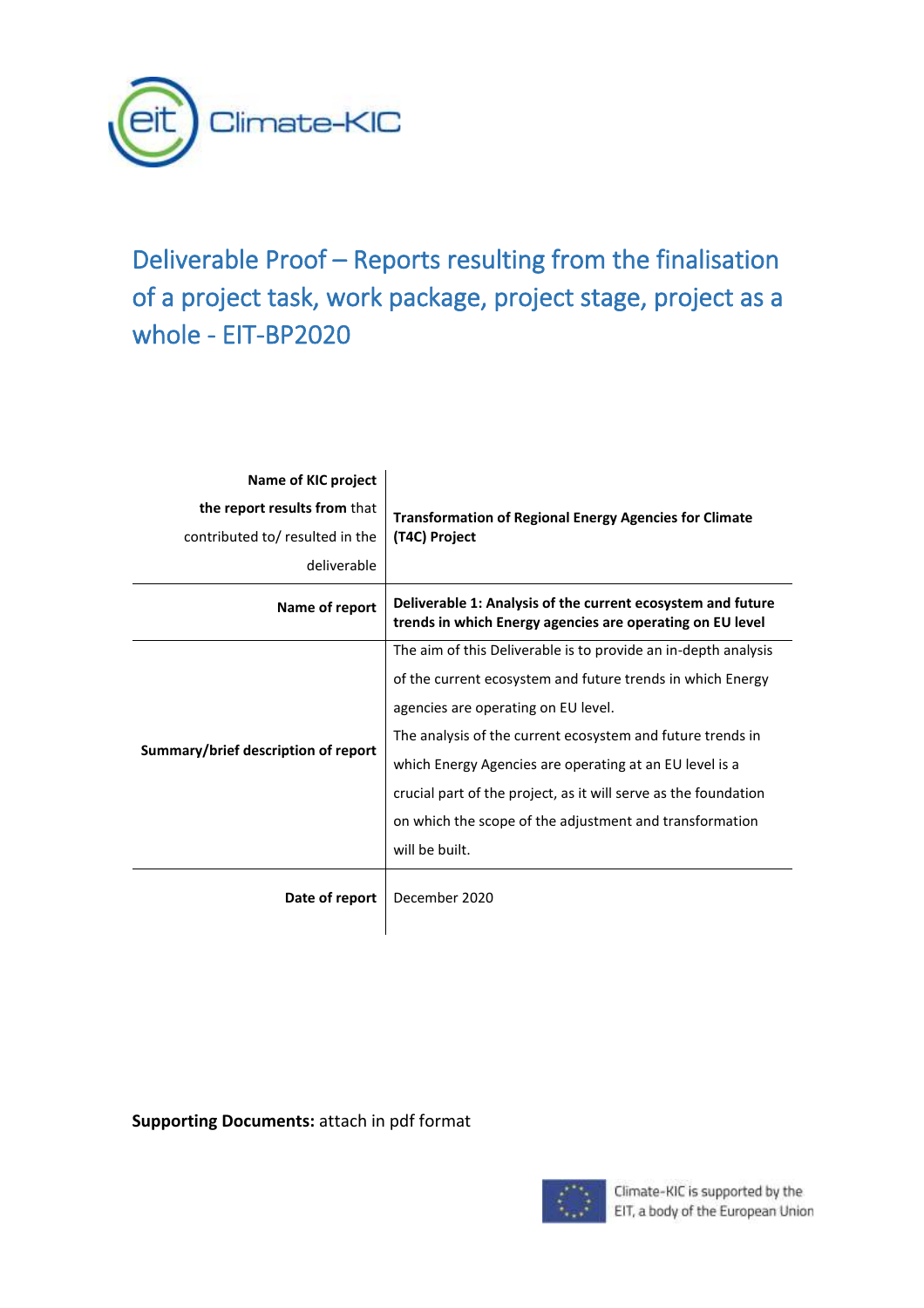# Deliverable Proof – Reports resulting from the finalisation of a project task, work package, project stage, project as a whole - EIT-BP2020

| | |
|---|---|
| **Name of KIC project the report results from** that contributed to/ resulted in the deliverable | **Transformation of Regional Energy Agencies for Climate (T4C) Project** |
| **Name of report** | **Deliverable 1: Analysis of the current ecosystem and future trends in which Energy agencies are operating on EU level** |
| **Summary/brief description of report** | The aim of this Deliverable is to provide an in-depth analysis of the current ecosystem and future trends in which Energy agencies are operating on EU level. The analysis of the current ecosystem and future trends in which Energy Agencies are operating at an EU level is a crucial part of the project, as it will serve as the foundation on which the scope of the adjustment and transformation will be built. |
| **Date of report** | December 2020 |

**Supporting Documents:** attach in pdf format

Climate-KIC is supported by the EIT, a body of the European Union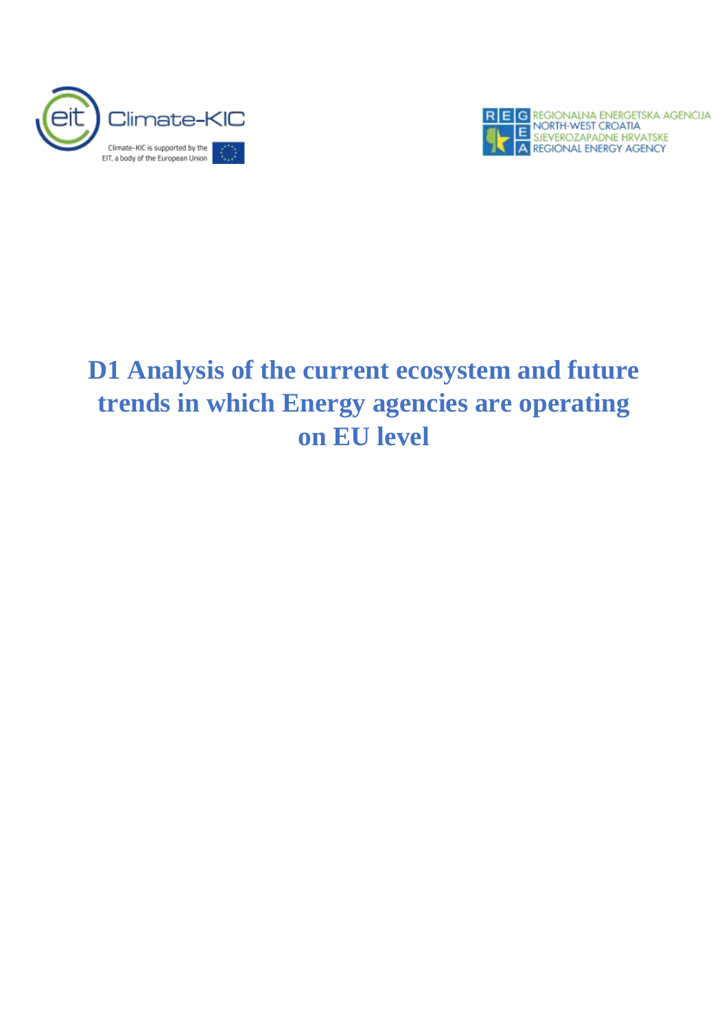# D1 Analysis of the current ecosystem and future trends in which Energy agencies are operating on EU level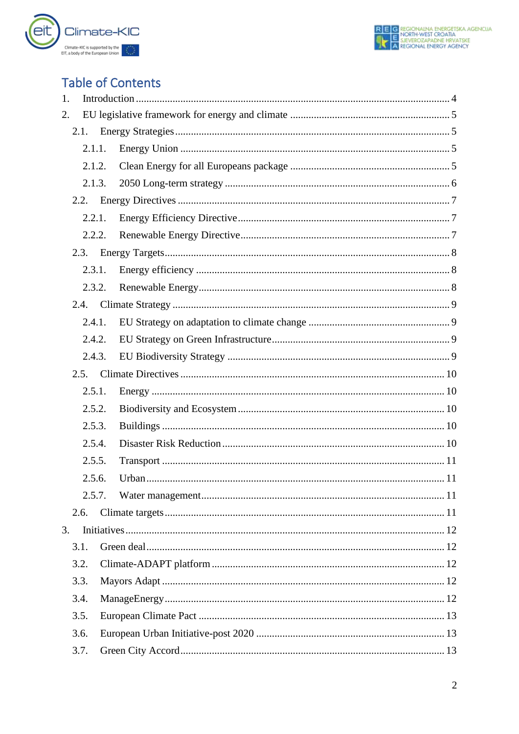# Table of Contents

1. Introduction ........................................................................................................ 4
2. EU legislative framework for energy and climate ............................................ 5
   - 2.1. Energy Strategies ........................................................................................ 5
     - 2.1.1. Energy Union ........................................................................................ 5
     - 2.1.2. Clean Energy for all Europeans package .............................................. 5
     - 2.1.3. 2050 Long-term strategy ....................................................................... 6
   - 2.2. Energy Directives ....................................................................................... 7
     - 2.2.1. Energy Efficiency Directive ................................................................... 7
     - 2.2.2. Renewable Energy Directive ................................................................. 7
   - 2.3. Energy Targets ............................................................................................ 8
     - 2.3.1. Energy efficiency ................................................................................... 8
     - 2.3.2. Renewable Energy ................................................................................. 8
   - 2.4. Climate Strategy ......................................................................................... 9
     - 2.4.1. EU Strategy on adaptation to climate change ....................................... 9
     - 2.4.2. EU Strategy on Green Infrastructure ..................................................... 9
     - 2.4.3. EU Biodiversity Strategy ...................................................................... 9
   - 2.5. Climate Directives ..................................................................................... 10
     - 2.5.1. Energy ................................................................................................. 10
     - 2.5.2. Biodiversity and Ecosystem ................................................................ 10
     - 2.5.3. Buildings ............................................................................................. 10
     - 2.5.4. Disaster Risk Reduction ...................................................................... 10
     - 2.5.5. Transport ............................................................................................. 11
     - 2.5.6. Urban ................................................................................................... 11
     - 2.5.7. Water management .............................................................................. 11
   - 2.6. Climate targets .......................................................................................... 11
3. Initiatives ........................................................................................................... 12
   - 3.1. Green deal .................................................................................................. 12
   - 3.2. Climate-ADAPT platform ......................................................................... 12
   - 3.3. Mayors Adapt ............................................................................................ 12
   - 3.4. ManageEnergy ........................................................................................... 12
   - 3.5. European Climate Pact .............................................................................. 13
   - 3.6. European Urban Initiative-post 2020 ........................................................ 13
   - 3.7. Green City Accord ..................................................................................... 13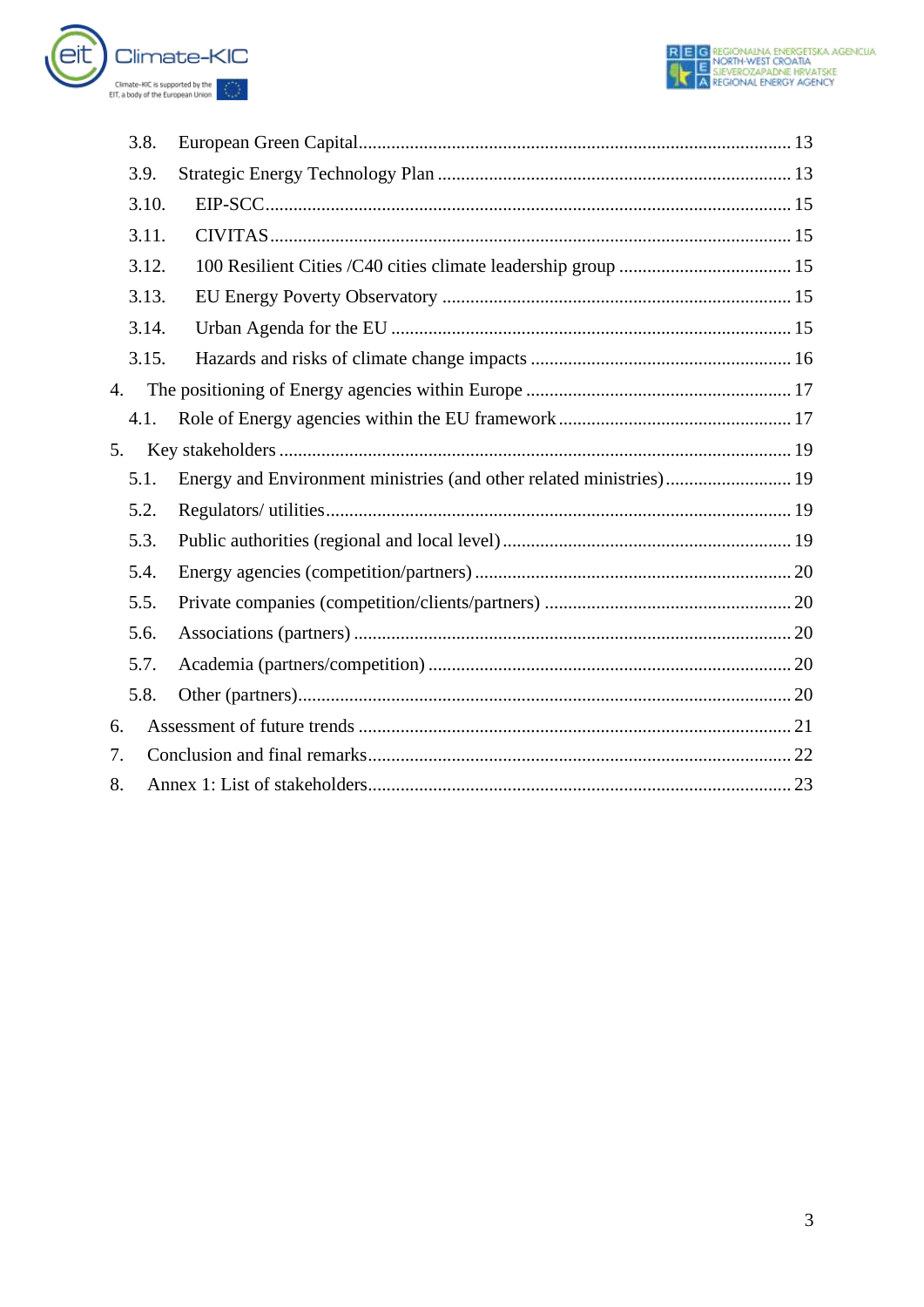- 3.8. European Green Capital ............................................................................................ 13
- 3.9. Strategic Energy Technology Plan ........................................................................... 13
- 3.10. EIP-SCC ............................................................................................................... 15
- 3.11. CIVITAS ............................................................................................................... 15
- 3.12. 100 Resilient Cities /C40 cities climate leadership group ..................................... 15
- 3.13. EU Energy Poverty Observatory ........................................................................... 15
- 3.14. Urban Agenda for the EU ..................................................................................... 15
- 3.15. Hazards and risks of climate change impacts ....................................................... 16

4. The positioning of Energy agencies within Europe ......................................................... 17
   - 4.1. Role of Energy agencies within the EU framework .................................................. 17
5. Key stakeholders ............................................................................................................. 19
   - 5.1. Energy and Environment ministries (and other related ministries) ........................... 19
   - 5.2. Regulators/ utilities ................................................................................................... 19
   - 5.3. Public authorities (regional and local level) ............................................................. 19
   - 5.4. Energy agencies (competition/partners) .................................................................... 20
   - 5.5. Private companies (competition/clients/partners) ..................................................... 20
   - 5.6. Associations (partners) ............................................................................................. 20
   - 5.7. Academia (partners/competition) ............................................................................. 20
   - 5.8. Other (partners) ........................................................................................................ 20
6. Assessment of future trends ............................................................................................ 21
7. Conclusion and final remarks .......................................................................................... 22
8. Annex 1: List of stakeholders .......................................................................................... 23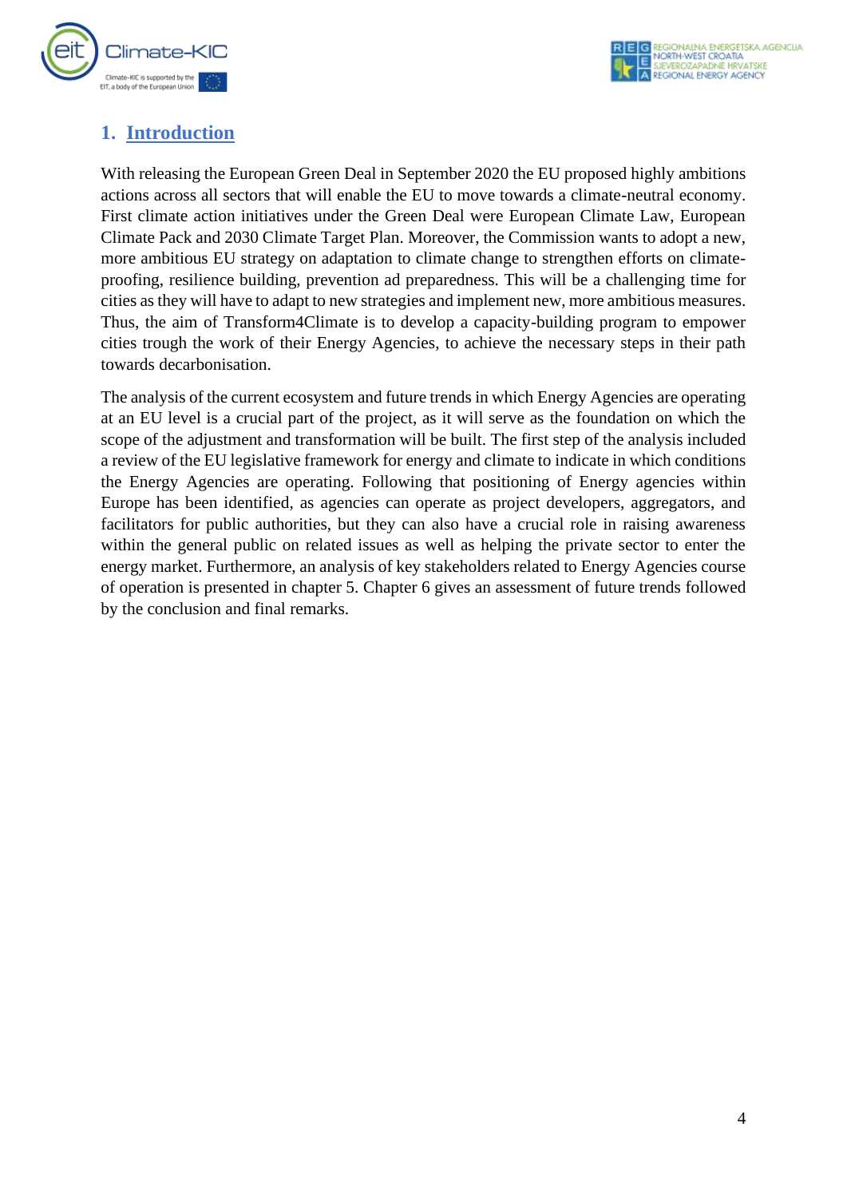# 1. Introduction

With releasing the European Green Deal in September 2020 the EU proposed highly ambitions actions across all sectors that will enable the EU to move towards a climate-neutral economy. First climate action initiatives under the Green Deal were European Climate Law, European Climate Pack and 2030 Climate Target Plan. Moreover, the Commission wants to adopt a new, more ambitious EU strategy on adaptation to climate change to strengthen efforts on climate-proofing, resilience building, prevention ad preparedness. This will be a challenging time for cities as they will have to adapt to new strategies and implement new, more ambitious measures. Thus, the aim of Transform4Climate is to develop a capacity-building program to empower cities trough the work of their Energy Agencies, to achieve the necessary steps in their path towards decarbonisation.

The analysis of the current ecosystem and future trends in which Energy Agencies are operating at an EU level is a crucial part of the project, as it will serve as the foundation on which the scope of the adjustment and transformation will be built. The first step of the analysis included a review of the EU legislative framework for energy and climate to indicate in which conditions the Energy Agencies are operating. Following that positioning of Energy agencies within Europe has been identified, as agencies can operate as project developers, aggregators, and facilitators for public authorities, but they can also have a crucial role in raising awareness within the general public on related issues as well as helping the private sector to enter the energy market. Furthermore, an analysis of key stakeholders related to Energy Agencies course of operation is presented in chapter 5. Chapter 6 gives an assessment of future trends followed by the conclusion and final remarks.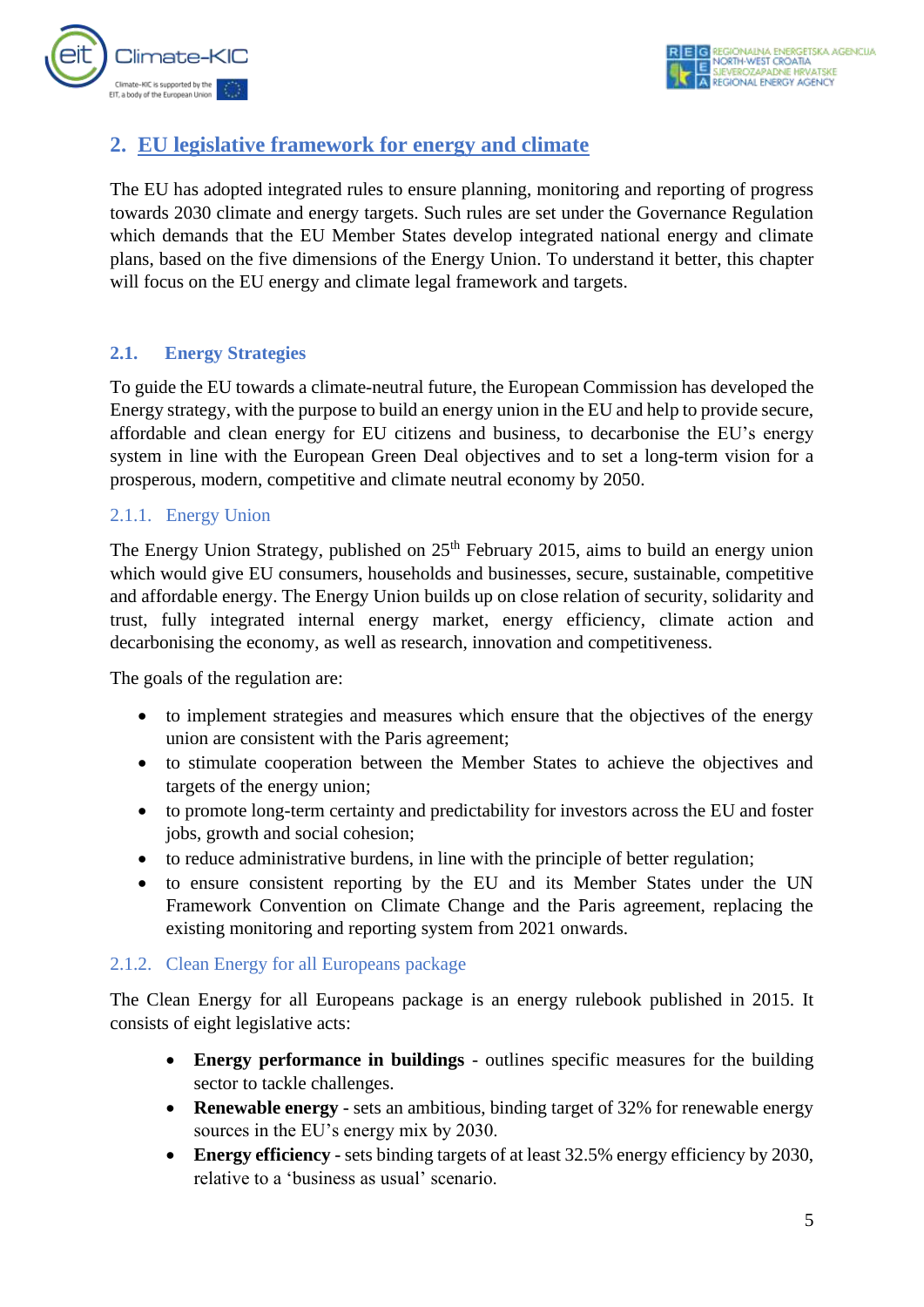## 2. EU legislative framework for energy and climate

The EU has adopted integrated rules to ensure planning, monitoring and reporting of progress towards 2030 climate and energy targets. Such rules are set under the Governance Regulation which demands that the EU Member States develop integrated national energy and climate plans, based on the five dimensions of the Energy Union. To understand it better, this chapter will focus on the EU energy and climate legal framework and targets.

### 2.1. Energy Strategies

To guide the EU towards a climate-neutral future, the European Commission has developed the Energy strategy, with the purpose to build an energy union in the EU and help to provide secure, affordable and clean energy for EU citizens and business, to decarbonise the EU's energy system in line with the European Green Deal objectives and to set a long-term vision for a prosperous, modern, competitive and climate neutral economy by 2050.

#### 2.1.1. Energy Union

The Energy Union Strategy, published on 25th February 2015, aims to build an energy union which would give EU consumers, households and businesses, secure, sustainable, competitive and affordable energy. The Energy Union builds up on close relation of security, solidarity and trust, fully integrated internal energy market, energy efficiency, climate action and decarbonising the economy, as well as research, innovation and competitiveness.

The goals of the regulation are:

- to implement strategies and measures which ensure that the objectives of the energy union are consistent with the Paris agreement;
- to stimulate cooperation between the Member States to achieve the objectives and targets of the energy union;
- to promote long-term certainty and predictability for investors across the EU and foster jobs, growth and social cohesion;
- to reduce administrative burdens, in line with the principle of better regulation;
- to ensure consistent reporting by the EU and its Member States under the UN Framework Convention on Climate Change and the Paris agreement, replacing the existing monitoring and reporting system from 2021 onwards.

#### 2.1.2. Clean Energy for all Europeans package

The Clean Energy for all Europeans package is an energy rulebook published in 2015. It consists of eight legislative acts:

- **Energy performance in buildings** - outlines specific measures for the building sector to tackle challenges.
- **Renewable energy** - sets an ambitious, binding target of 32% for renewable energy sources in the EU's energy mix by 2030.
- **Energy efficiency** - sets binding targets of at least 32.5% energy efficiency by 2030, relative to a 'business as usual' scenario.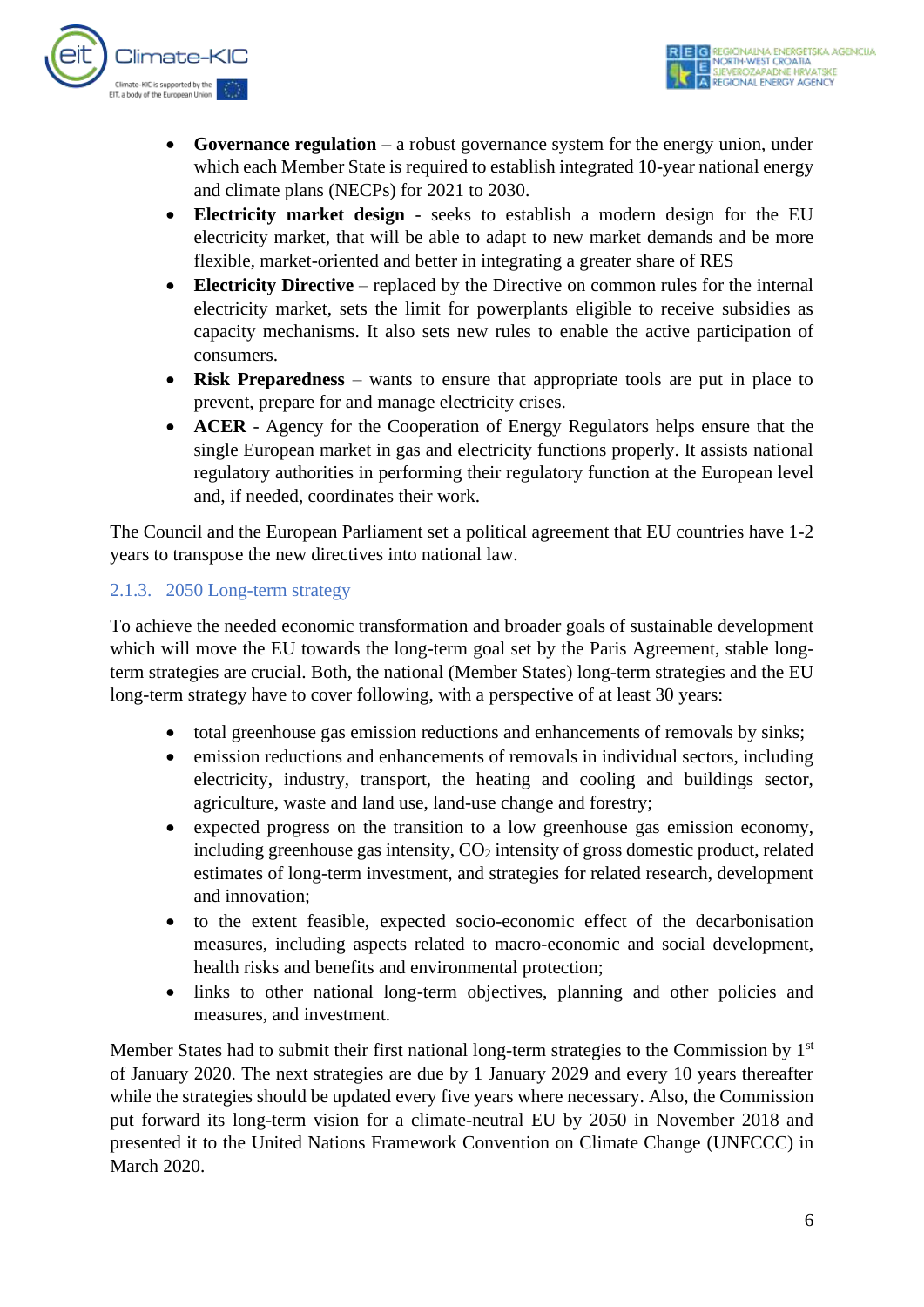- **Governance regulation** – a robust governance system for the energy union, under which each Member State is required to establish integrated 10-year national energy and climate plans (NECPs) for 2021 to 2030.
- **Electricity market design** - seeks to establish a modern design for the EU electricity market, that will be able to adapt to new market demands and be more flexible, market-oriented and better in integrating a greater share of RES
- **Electricity Directive** – replaced by the Directive on common rules for the internal electricity market, sets the limit for powerplants eligible to receive subsidies as capacity mechanisms. It also sets new rules to enable the active participation of consumers.
- **Risk Preparedness** – wants to ensure that appropriate tools are put in place to prevent, prepare for and manage electricity crises.
- **ACER** - Agency for the Cooperation of Energy Regulators helps ensure that the single European market in gas and electricity functions properly. It assists national regulatory authorities in performing their regulatory function at the European level and, if needed, coordinates their work.

The Council and the European Parliament set a political agreement that EU countries have 1-2 years to transpose the new directives into national law.

### 2.1.3. 2050 Long-term strategy

To achieve the needed economic transformation and broader goals of sustainable development which will move the EU towards the long-term goal set by the Paris Agreement, stable long-term strategies are crucial. Both, the national (Member States) long-term strategies and the EU long-term strategy have to cover following, with a perspective of at least 30 years:

- total greenhouse gas emission reductions and enhancements of removals by sinks;
- emission reductions and enhancements of removals in individual sectors, including electricity, industry, transport, the heating and cooling and buildings sector, agriculture, waste and land use, land-use change and forestry;
- expected progress on the transition to a low greenhouse gas emission economy, including greenhouse gas intensity, $CO_2$ intensity of gross domestic product, related estimates of long-term investment, and strategies for related research, development and innovation;
- to the extent feasible, expected socio-economic effect of the decarbonisation measures, including aspects related to macro-economic and social development, health risks and benefits and environmental protection;
- links to other national long-term objectives, planning and other policies and measures, and investment.

Member States had to submit their first national long-term strategies to the Commission by 1st of January 2020. The next strategies are due by 1 January 2029 and every 10 years thereafter while the strategies should be updated every five years where necessary. Also, the Commission put forward its long-term vision for a climate-neutral EU by 2050 in November 2018 and presented it to the United Nations Framework Convention on Climate Change (UNFCCC) in March 2020.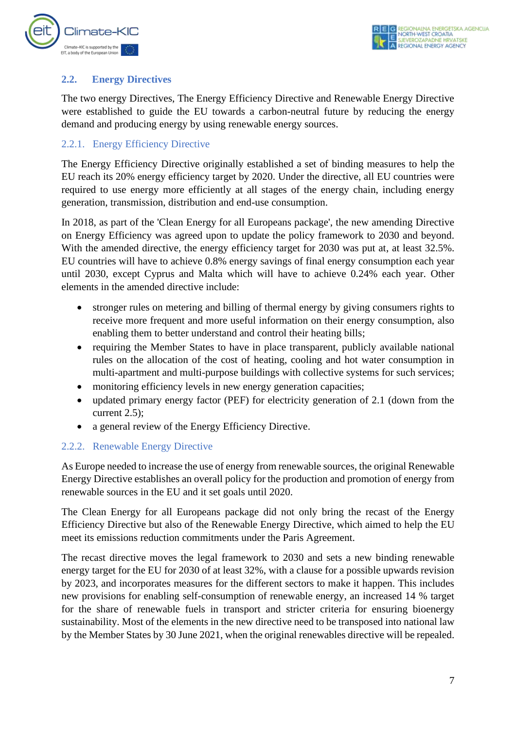## 2.2. Energy Directives

The two energy Directives, The Energy Efficiency Directive and Renewable Energy Directive were established to guide the EU towards a carbon-neutral future by reducing the energy demand and producing energy by using renewable energy sources.

### 2.2.1. Energy Efficiency Directive

The Energy Efficiency Directive originally established a set of binding measures to help the EU reach its 20% energy efficiency target by 2020. Under the directive, all EU countries were required to use energy more efficiently at all stages of the energy chain, including energy generation, transmission, distribution and end-use consumption.

In 2018, as part of the 'Clean Energy for all Europeans package', the new amending Directive on Energy Efficiency was agreed upon to update the policy framework to 2030 and beyond. With the amended directive, the energy efficiency target for 2030 was put at, at least 32.5%. EU countries will have to achieve 0.8% energy savings of final energy consumption each year until 2030, except Cyprus and Malta which will have to achieve 0.24% each year. Other elements in the amended directive include:

- stronger rules on metering and billing of thermal energy by giving consumers rights to receive more frequent and more useful information on their energy consumption, also enabling them to better understand and control their heating bills;
- requiring the Member States to have in place transparent, publicly available national rules on the allocation of the cost of heating, cooling and hot water consumption in multi-apartment and multi-purpose buildings with collective systems for such services;
- monitoring efficiency levels in new energy generation capacities;
- updated primary energy factor (PEF) for electricity generation of 2.1 (down from the current 2.5);
- a general review of the Energy Efficiency Directive.

### 2.2.2. Renewable Energy Directive

As Europe needed to increase the use of energy from renewable sources, the original Renewable Energy Directive establishes an overall policy for the production and promotion of energy from renewable sources in the EU and it set goals until 2020.

The Clean Energy for all Europeans package did not only bring the recast of the Energy Efficiency Directive but also of the Renewable Energy Directive, which aimed to help the EU meet its emissions reduction commitments under the Paris Agreement.

The recast directive moves the legal framework to 2030 and sets a new binding renewable energy target for the EU for 2030 of at least 32%, with a clause for a possible upwards revision by 2023, and incorporates measures for the different sectors to make it happen. This includes new provisions for enabling self-consumption of renewable energy, an increased 14 % target for the share of renewable fuels in transport and stricter criteria for ensuring bioenergy sustainability. Most of the elements in the new directive need to be transposed into national law by the Member States by 30 June 2021, when the original renewables directive will be repealed.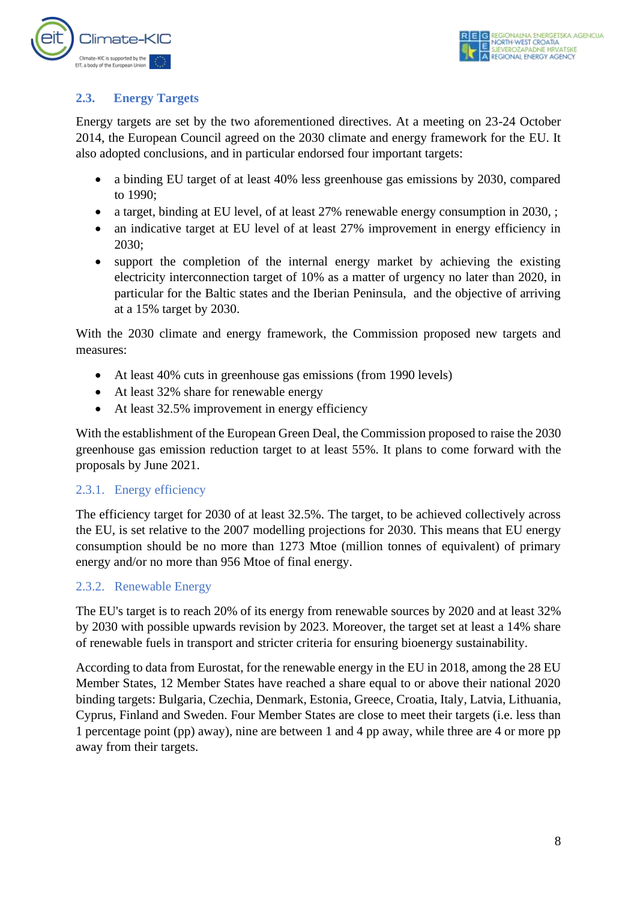## 2.3. Energy Targets

Energy targets are set by the two aforementioned directives. At a meeting on 23-24 October 2014, the European Council agreed on the 2030 climate and energy framework for the EU. It also adopted conclusions, and in particular endorsed four important targets:

- a binding EU target of at least 40% less greenhouse gas emissions by 2030, compared to 1990;
- a target, binding at EU level, of at least 27% renewable energy consumption in 2030, ;
- an indicative target at EU level of at least 27% improvement in energy efficiency in 2030;
- support the completion of the internal energy market by achieving the existing electricity interconnection target of 10% as a matter of urgency no later than 2020, in particular for the Baltic states and the Iberian Peninsula, and the objective of arriving at a 15% target by 2030.

With the 2030 climate and energy framework, the Commission proposed new targets and measures:

- At least 40% cuts in greenhouse gas emissions (from 1990 levels)
- At least 32% share for renewable energy
- At least 32.5% improvement in energy efficiency

With the establishment of the European Green Deal, the Commission proposed to raise the 2030 greenhouse gas emission reduction target to at least 55%. It plans to come forward with the proposals by June 2021.

### 2.3.1. Energy efficiency

The efficiency target for 2030 of at least 32.5%. The target, to be achieved collectively across the EU, is set relative to the 2007 modelling projections for 2030. This means that EU energy consumption should be no more than 1273 Mtoe (million tonnes of equivalent) of primary energy and/or no more than 956 Mtoe of final energy.

### 2.3.2. Renewable Energy

The EU's target is to reach 20% of its energy from renewable sources by 2020 and at least 32% by 2030 with possible upwards revision by 2023. Moreover, the target set at least a 14% share of renewable fuels in transport and stricter criteria for ensuring bioenergy sustainability.

According to data from Eurostat, for the renewable energy in the EU in 2018, among the 28 EU Member States, 12 Member States have reached a share equal to or above their national 2020 binding targets: Bulgaria, Czechia, Denmark, Estonia, Greece, Croatia, Italy, Latvia, Lithuania, Cyprus, Finland and Sweden. Four Member States are close to meet their targets (i.e. less than 1 percentage point (pp) away), nine are between 1 and 4 pp away, while three are 4 or more pp away from their targets.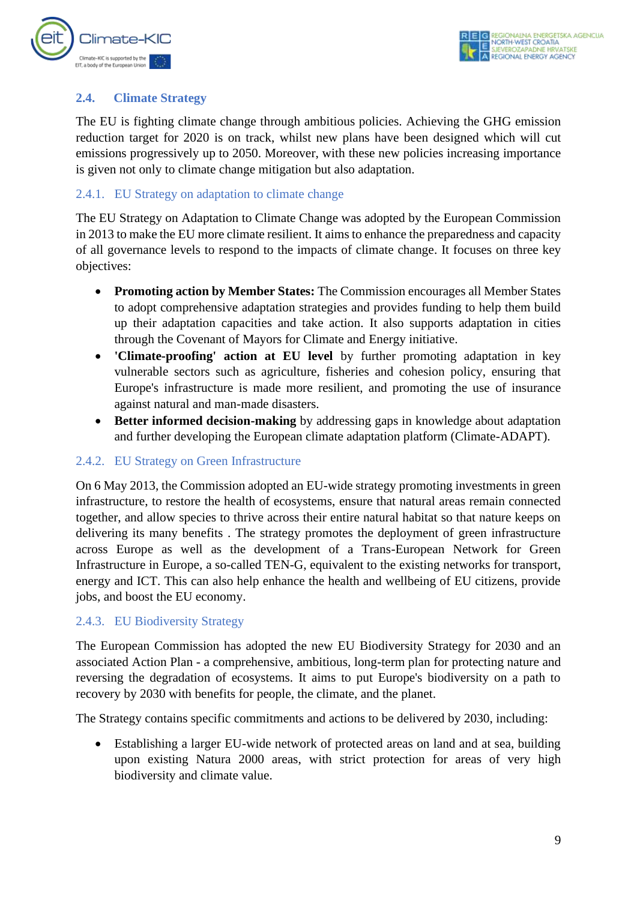## 2.4. Climate Strategy

The EU is fighting climate change through ambitious policies. Achieving the GHG emission reduction target for 2020 is on track, whilst new plans have been designed which will cut emissions progressively up to 2050. Moreover, with these new policies increasing importance is given not only to climate change mitigation but also adaptation.

### 2.4.1. EU Strategy on adaptation to climate change

The EU Strategy on Adaptation to Climate Change was adopted by the European Commission in 2013 to make the EU more climate resilient. It aims to enhance the preparedness and capacity of all governance levels to respond to the impacts of climate change. It focuses on three key objectives:

- **Promoting action by Member States:** The Commission encourages all Member States to adopt comprehensive adaptation strategies and provides funding to help them build up their adaptation capacities and take action. It also supports adaptation in cities through the Covenant of Mayors for Climate and Energy initiative.
- **'Climate-proofing' action at EU level** by further promoting adaptation in key vulnerable sectors such as agriculture, fisheries and cohesion policy, ensuring that Europe's infrastructure is made more resilient, and promoting the use of insurance against natural and man-made disasters.
- **Better informed decision-making** by addressing gaps in knowledge about adaptation and further developing the European climate adaptation platform (Climate-ADAPT).

### 2.4.2. EU Strategy on Green Infrastructure

On 6 May 2013, the Commission adopted an EU-wide strategy promoting investments in green infrastructure, to restore the health of ecosystems, ensure that natural areas remain connected together, and allow species to thrive across their entire natural habitat so that nature keeps on delivering its many benefits . The strategy promotes the deployment of green infrastructure across Europe as well as the development of a Trans-European Network for Green Infrastructure in Europe, a so-called TEN-G, equivalent to the existing networks for transport, energy and ICT. This can also help enhance the health and wellbeing of EU citizens, provide jobs, and boost the EU economy.

### 2.4.3. EU Biodiversity Strategy

The European Commission has adopted the new EU Biodiversity Strategy for 2030 and an associated Action Plan - a comprehensive, ambitious, long-term plan for protecting nature and reversing the degradation of ecosystems. It aims to put Europe's biodiversity on a path to recovery by 2030 with benefits for people, the climate, and the planet.

The Strategy contains specific commitments and actions to be delivered by 2030, including:

- Establishing a larger EU-wide network of protected areas on land and at sea, building upon existing Natura 2000 areas, with strict protection for areas of very high biodiversity and climate value.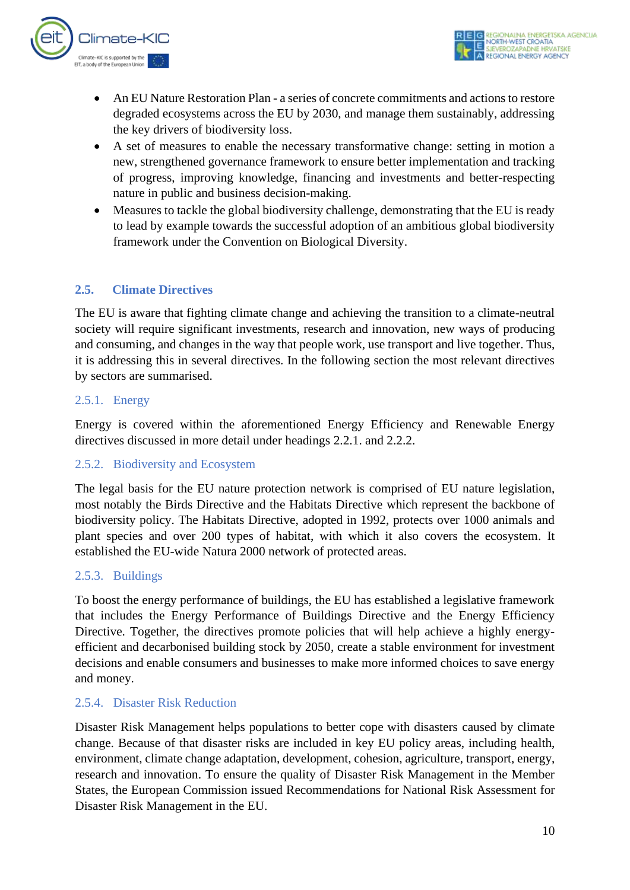- An EU Nature Restoration Plan - a series of concrete commitments and actions to restore degraded ecosystems across the EU by 2030, and manage them sustainably, addressing the key drivers of biodiversity loss.
- A set of measures to enable the necessary transformative change: setting in motion a new, strengthened governance framework to ensure better implementation and tracking of progress, improving knowledge, financing and investments and better-respecting nature in public and business decision-making.
- Measures to tackle the global biodiversity challenge, demonstrating that the EU is ready to lead by example towards the successful adoption of an ambitious global biodiversity framework under the Convention on Biological Diversity.

## 2.5. Climate Directives

The EU is aware that fighting climate change and achieving the transition to a climate-neutral society will require significant investments, research and innovation, new ways of producing and consuming, and changes in the way that people work, use transport and live together. Thus, it is addressing this in several directives. In the following section the most relevant directives by sectors are summarised.

### 2.5.1. Energy

Energy is covered within the aforementioned Energy Efficiency and Renewable Energy directives discussed in more detail under headings 2.2.1. and 2.2.2.

### 2.5.2. Biodiversity and Ecosystem

The legal basis for the EU nature protection network is comprised of EU nature legislation, most notably the Birds Directive and the Habitats Directive which represent the backbone of biodiversity policy. The Habitats Directive, adopted in 1992, protects over 1000 animals and plant species and over 200 types of habitat, with which it also covers the ecosystem. It established the EU-wide Natura 2000 network of protected areas.

### 2.5.3. Buildings

To boost the energy performance of buildings, the EU has established a legislative framework that includes the Energy Performance of Buildings Directive and the Energy Efficiency Directive. Together, the directives promote policies that will help achieve a highly energy-efficient and decarbonised building stock by 2050, create a stable environment for investment decisions and enable consumers and businesses to make more informed choices to save energy and money.

### 2.5.4. Disaster Risk Reduction

Disaster Risk Management helps populations to better cope with disasters caused by climate change. Because of that disaster risks are included in key EU policy areas, including health, environment, climate change adaptation, development, cohesion, agriculture, transport, energy, research and innovation. To ensure the quality of Disaster Risk Management in the Member States, the European Commission issued Recommendations for National Risk Assessment for Disaster Risk Management in the EU.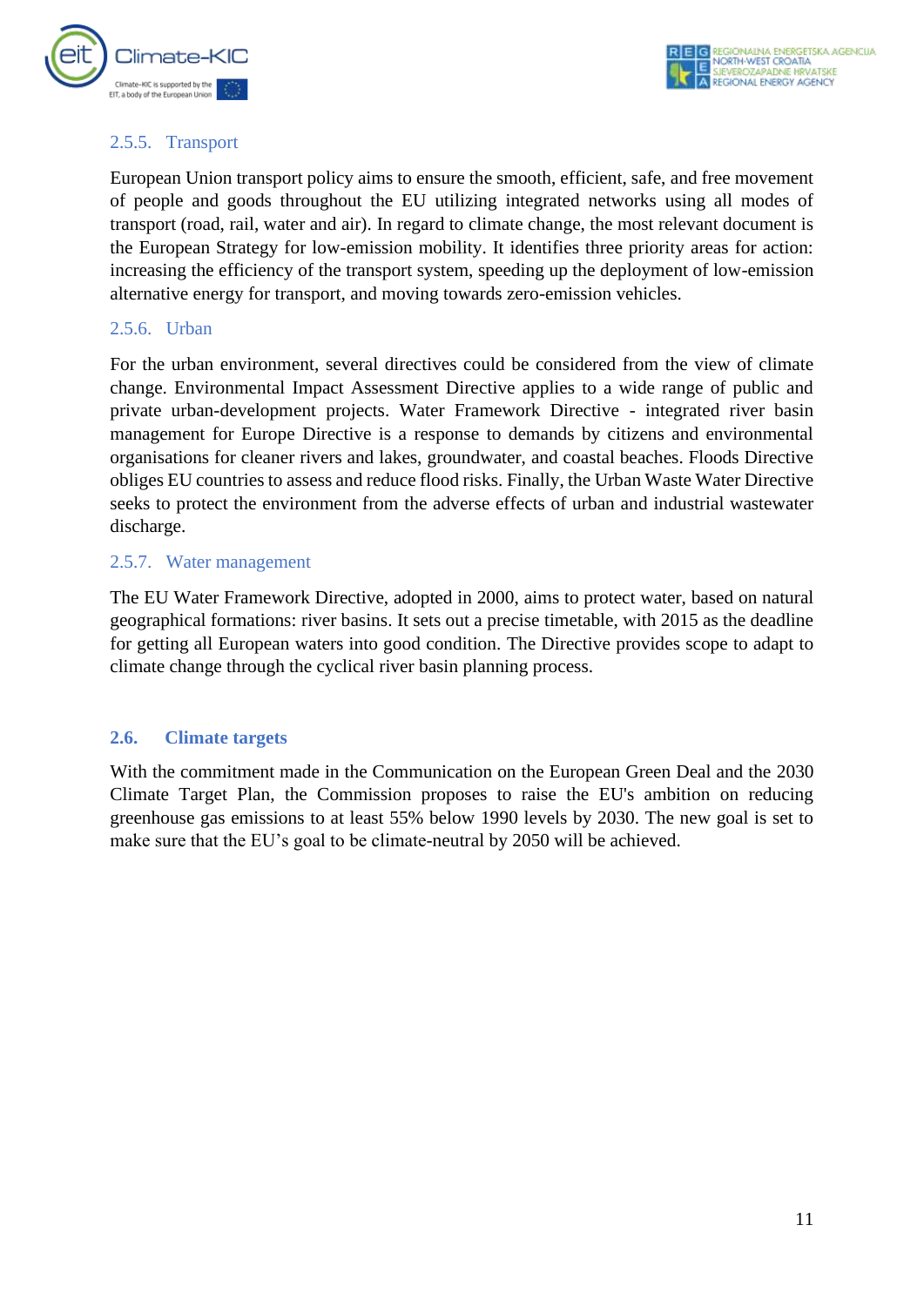### 2.5.5. Transport

European Union transport policy aims to ensure the smooth, efficient, safe, and free movement of people and goods throughout the EU utilizing integrated networks using all modes of transport (road, rail, water and air). In regard to climate change, the most relevant document is the European Strategy for low-emission mobility. It identifies three priority areas for action: increasing the efficiency of the transport system, speeding up the deployment of low-emission alternative energy for transport, and moving towards zero-emission vehicles.

### 2.5.6. Urban

For the urban environment, several directives could be considered from the view of climate change. Environmental Impact Assessment Directive applies to a wide range of public and private urban-development projects. Water Framework Directive - integrated river basin management for Europe Directive is a response to demands by citizens and environmental organisations for cleaner rivers and lakes, groundwater, and coastal beaches. Floods Directive obliges EU countries to assess and reduce flood risks. Finally, the Urban Waste Water Directive seeks to protect the environment from the adverse effects of urban and industrial wastewater discharge.

### 2.5.7. Water management

The EU Water Framework Directive, adopted in 2000, aims to protect water, based on natural geographical formations: river basins. It sets out a precise timetable, with 2015 as the deadline for getting all European waters into good condition. The Directive provides scope to adapt to climate change through the cyclical river basin planning process.

## 2.6. Climate targets

With the commitment made in the Communication on the European Green Deal and the 2030 Climate Target Plan, the Commission proposes to raise the EU's ambition on reducing greenhouse gas emissions to at least 55% below 1990 levels by 2030. The new goal is set to make sure that the EU's goal to be climate-neutral by 2050 will be achieved.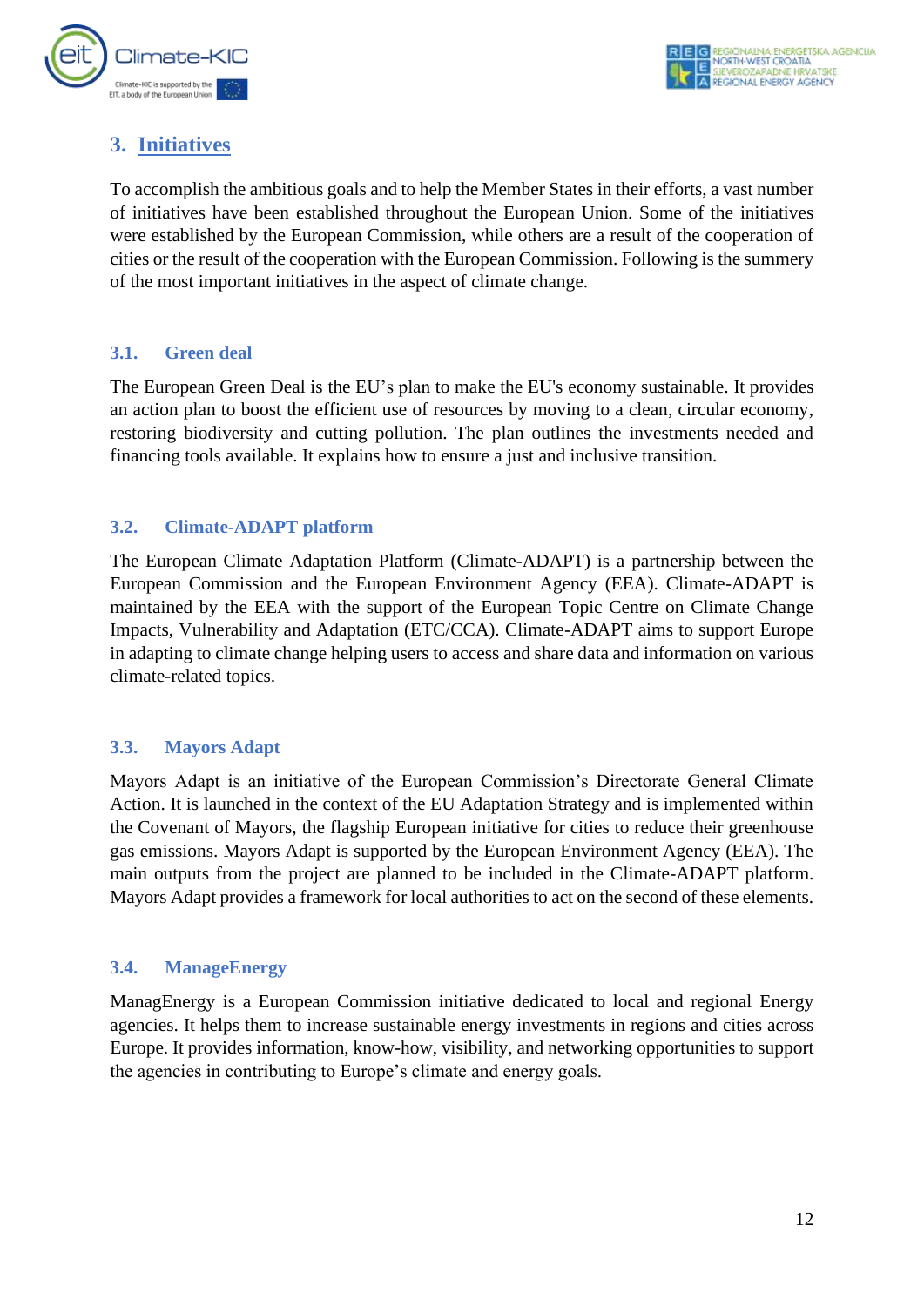## 3. Initiatives

To accomplish the ambitious goals and to help the Member States in their efforts, a vast number of initiatives have been established throughout the European Union. Some of the initiatives were established by the European Commission, while others are a result of the cooperation of cities or the result of the cooperation with the European Commission. Following is the summery of the most important initiatives in the aspect of climate change.

### 3.1. Green deal

The European Green Deal is the EU's plan to make the EU's economy sustainable. It provides an action plan to boost the efficient use of resources by moving to a clean, circular economy, restoring biodiversity and cutting pollution. The plan outlines the investments needed and financing tools available. It explains how to ensure a just and inclusive transition.

### 3.2. Climate-ADAPT platform

The European Climate Adaptation Platform (Climate-ADAPT) is a partnership between the European Commission and the European Environment Agency (EEA). Climate-ADAPT is maintained by the EEA with the support of the European Topic Centre on Climate Change Impacts, Vulnerability and Adaptation (ETC/CCA). Climate-ADAPT aims to support Europe in adapting to climate change helping users to access and share data and information on various climate-related topics.

### 3.3. Mayors Adapt

Mayors Adapt is an initiative of the European Commission's Directorate General Climate Action. It is launched in the context of the EU Adaptation Strategy and is implemented within the Covenant of Mayors, the flagship European initiative for cities to reduce their greenhouse gas emissions. Mayors Adapt is supported by the European Environment Agency (EEA). The main outputs from the project are planned to be included in the Climate-ADAPT platform. Mayors Adapt provides a framework for local authorities to act on the second of these elements.

### 3.4. ManageEnergy

ManagEnergy is a European Commission initiative dedicated to local and regional Energy agencies. It helps them to increase sustainable energy investments in regions and cities across Europe. It provides information, know-how, visibility, and networking opportunities to support the agencies in contributing to Europe's climate and energy goals.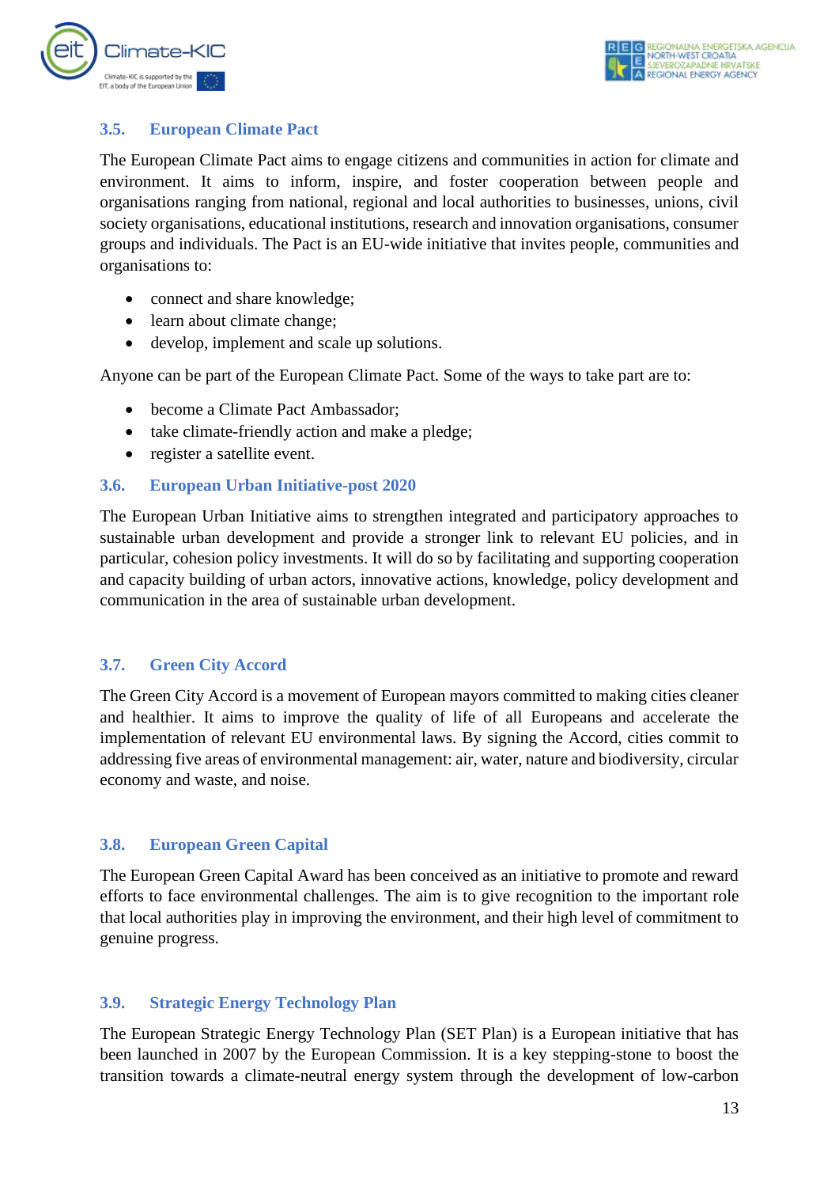### 3.5. European Climate Pact

The European Climate Pact aims to engage citizens and communities in action for climate and environment. It aims to inform, inspire, and foster cooperation between people and organisations ranging from national, regional and local authorities to businesses, unions, civil society organisations, educational institutions, research and innovation organisations, consumer groups and individuals. The Pact is an EU-wide initiative that invites people, communities and organisations to:

- connect and share knowledge;
- learn about climate change;
- develop, implement and scale up solutions.

Anyone can be part of the European Climate Pact. Some of the ways to take part are to:

- become a Climate Pact Ambassador;
- take climate-friendly action and make a pledge;
- register a satellite event.

### 3.6. European Urban Initiative-post 2020

The European Urban Initiative aims to strengthen integrated and participatory approaches to sustainable urban development and provide a stronger link to relevant EU policies, and in particular, cohesion policy investments. It will do so by facilitating and supporting cooperation and capacity building of urban actors, innovative actions, knowledge, policy development and communication in the area of sustainable urban development.

### 3.7. Green City Accord

The Green City Accord is a movement of European mayors committed to making cities cleaner and healthier. It aims to improve the quality of life of all Europeans and accelerate the implementation of relevant EU environmental laws. By signing the Accord, cities commit to addressing five areas of environmental management: air, water, nature and biodiversity, circular economy and waste, and noise.

### 3.8. European Green Capital

The European Green Capital Award has been conceived as an initiative to promote and reward efforts to face environmental challenges. The aim is to give recognition to the important role that local authorities play in improving the environment, and their high level of commitment to genuine progress.

### 3.9. Strategic Energy Technology Plan

The European Strategic Energy Technology Plan (SET Plan) is a European initiative that has been launched in 2007 by the European Commission. It is a key stepping-stone to boost the transition towards a climate-neutral energy system through the development of low-carbon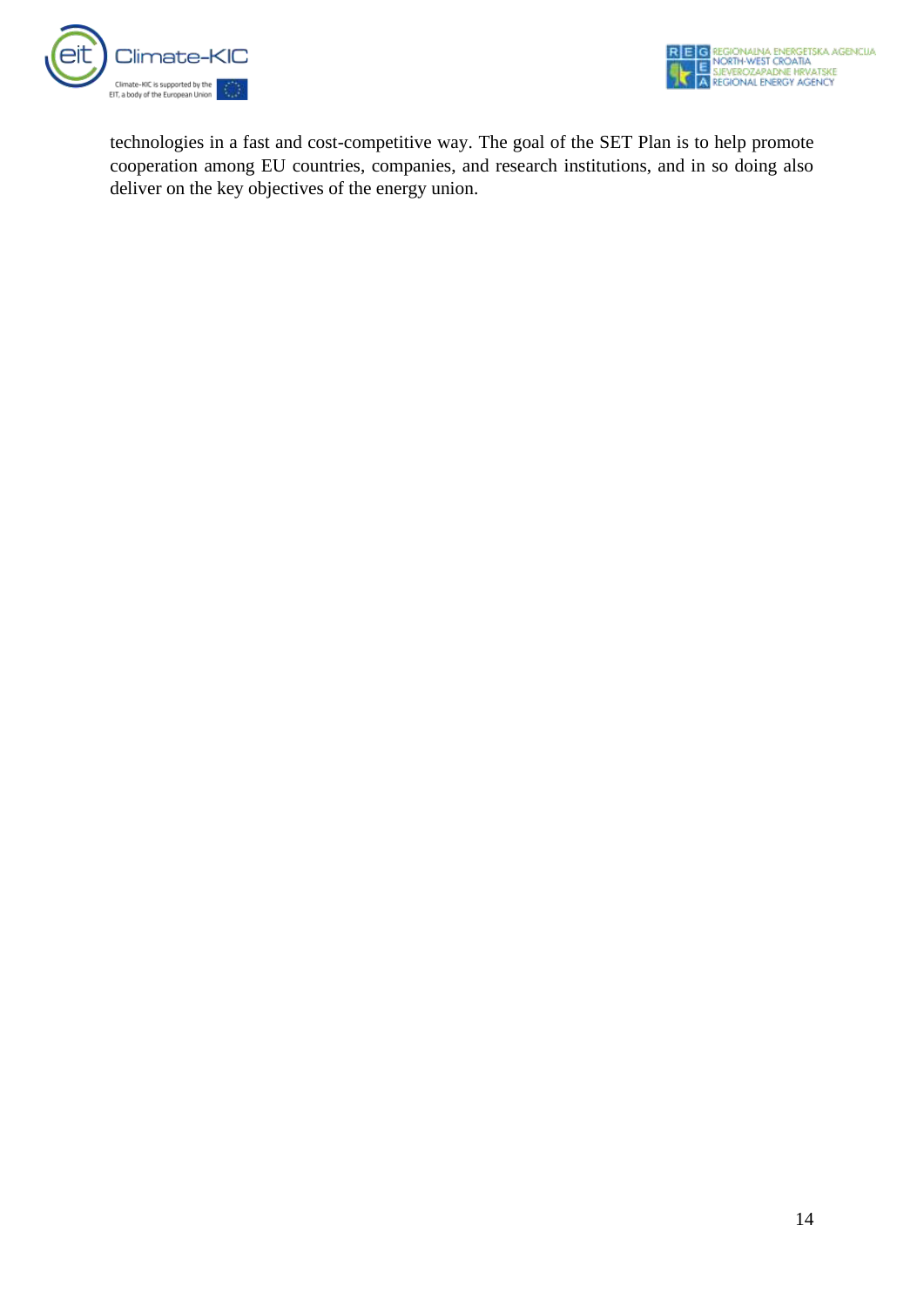technologies in a fast and cost-competitive way. The goal of the SET Plan is to help promote cooperation among EU countries, companies, and research institutions, and in so doing also deliver on the key objectives of the energy union.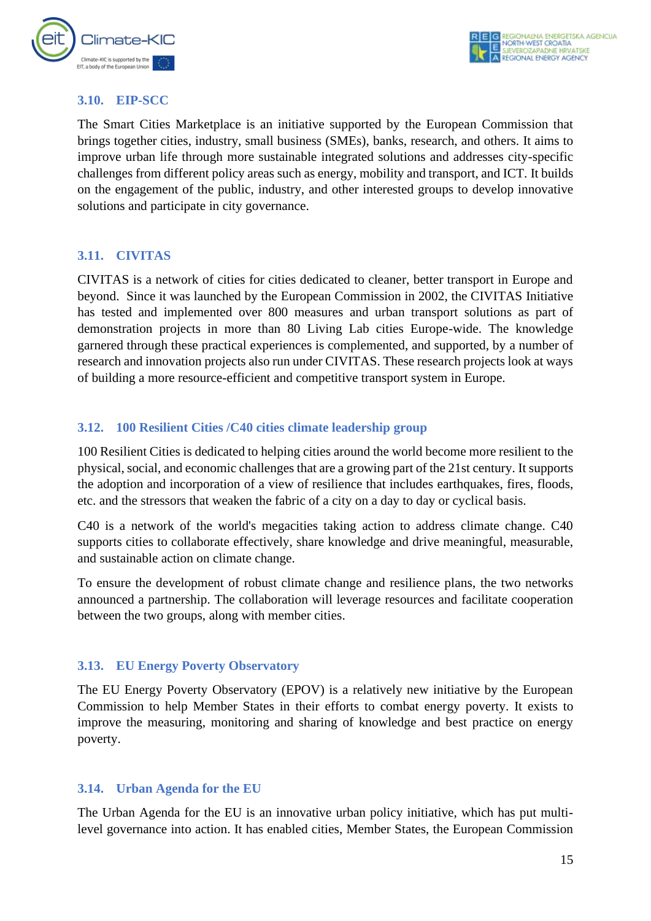### 3.10. EIP-SCC

The Smart Cities Marketplace is an initiative supported by the European Commission that brings together cities, industry, small business (SMEs), banks, research, and others. It aims to improve urban life through more sustainable integrated solutions and addresses city-specific challenges from different policy areas such as energy, mobility and transport, and ICT. It builds on the engagement of the public, industry, and other interested groups to develop innovative solutions and participate in city governance.

### 3.11. CIVITAS

CIVITAS is a network of cities for cities dedicated to cleaner, better transport in Europe and beyond. Since it was launched by the European Commission in 2002, the CIVITAS Initiative has tested and implemented over 800 measures and urban transport solutions as part of demonstration projects in more than 80 Living Lab cities Europe-wide. The knowledge garnered through these practical experiences is complemented, and supported, by a number of research and innovation projects also run under CIVITAS. These research projects look at ways of building a more resource-efficient and competitive transport system in Europe.

### 3.12. 100 Resilient Cities /C40 cities climate leadership group

100 Resilient Cities is dedicated to helping cities around the world become more resilient to the physical, social, and economic challenges that are a growing part of the 21st century. It supports the adoption and incorporation of a view of resilience that includes earthquakes, fires, floods, etc. and the stressors that weaken the fabric of a city on a day to day or cyclical basis.

C40 is a network of the world's megacities taking action to address climate change. C40 supports cities to collaborate effectively, share knowledge and drive meaningful, measurable, and sustainable action on climate change.

To ensure the development of robust climate change and resilience plans, the two networks announced a partnership. The collaboration will leverage resources and facilitate cooperation between the two groups, along with member cities.

### 3.13. EU Energy Poverty Observatory

The EU Energy Poverty Observatory (EPOV) is a relatively new initiative by the European Commission to help Member States in their efforts to combat energy poverty. It exists to improve the measuring, monitoring and sharing of knowledge and best practice on energy poverty.

### 3.14. Urban Agenda for the EU

The Urban Agenda for the EU is an innovative urban policy initiative, which has put multi-level governance into action. It has enabled cities, Member States, the European Commission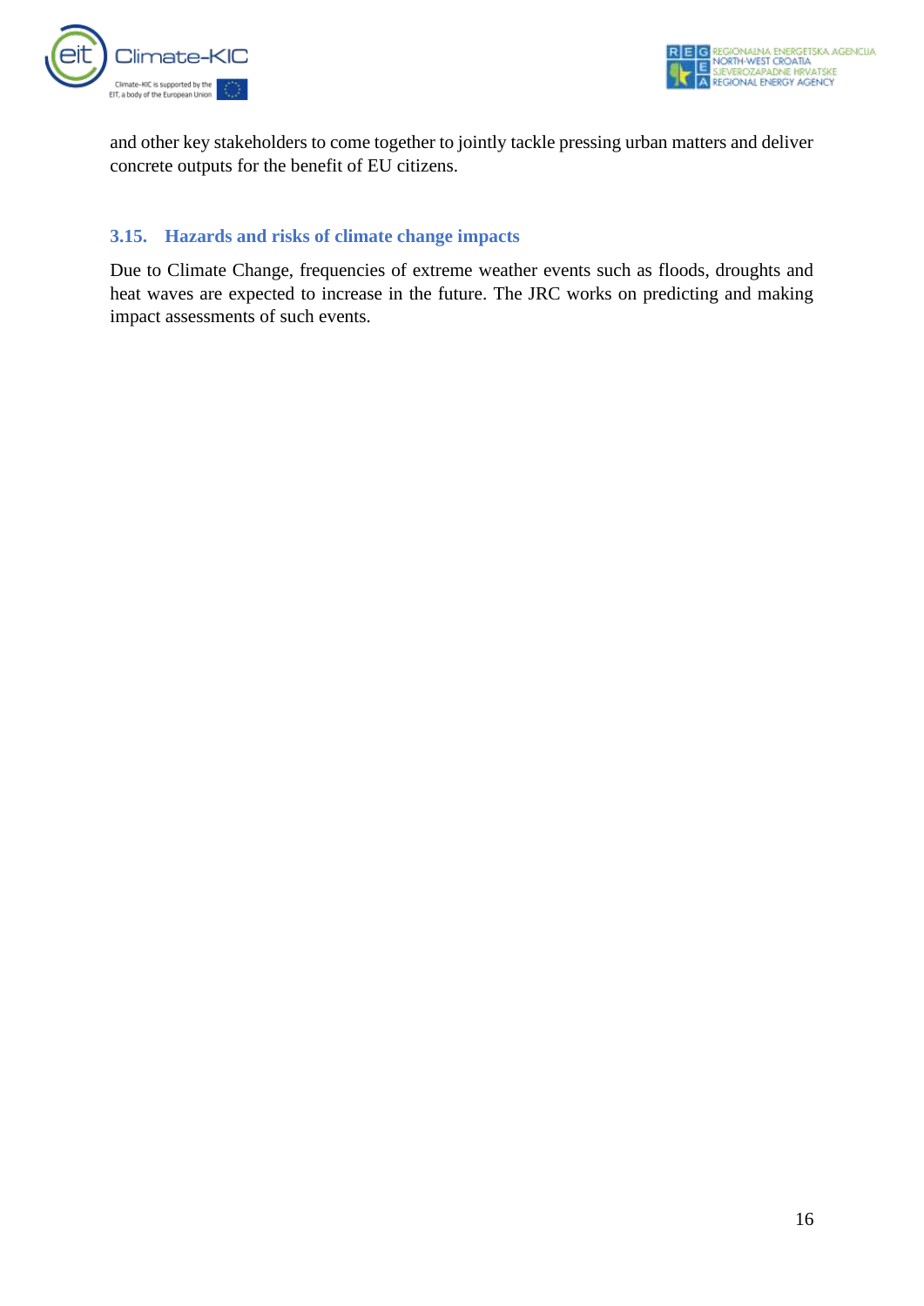and other key stakeholders to come together to jointly tackle pressing urban matters and deliver concrete outputs for the benefit of EU citizens.

### 3.15. Hazards and risks of climate change impacts

Due to Climate Change, frequencies of extreme weather events such as floods, droughts and heat waves are expected to increase in the future. The JRC works on predicting and making impact assessments of such events.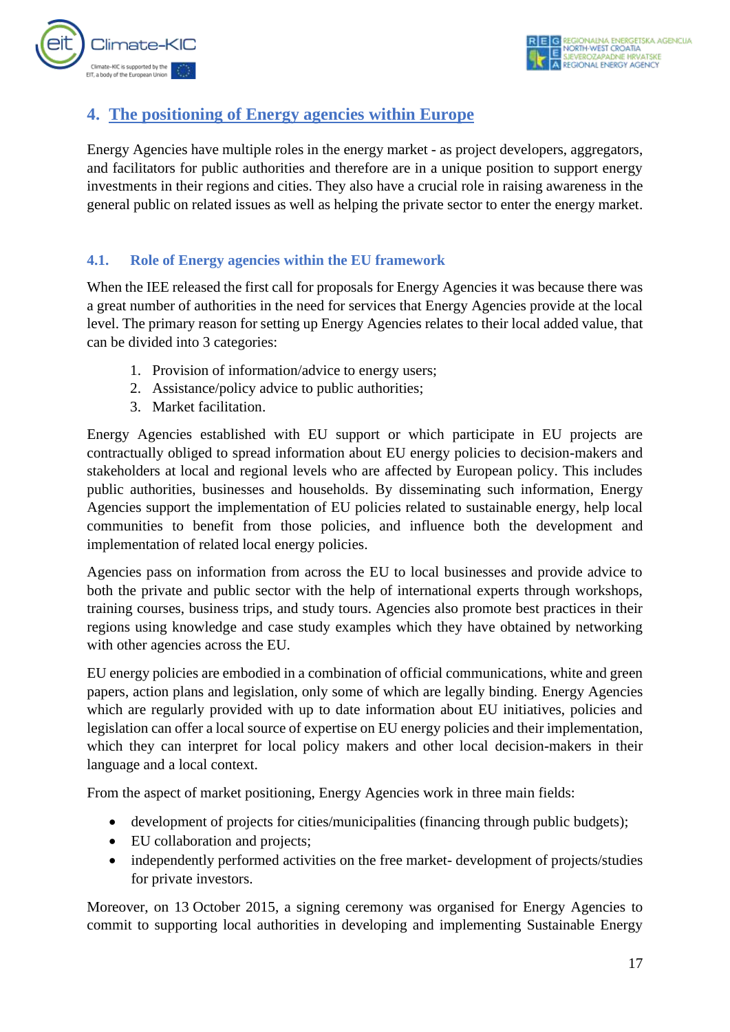## 4. The positioning of Energy agencies within Europe

Energy Agencies have multiple roles in the energy market - as project developers, aggregators, and facilitators for public authorities and therefore are in a unique position to support energy investments in their regions and cities. They also have a crucial role in raising awareness in the general public on related issues as well as helping the private sector to enter the energy market.

### 4.1. Role of Energy agencies within the EU framework

When the IEE released the first call for proposals for Energy Agencies it was because there was a great number of authorities in the need for services that Energy Agencies provide at the local level. The primary reason for setting up Energy Agencies relates to their local added value, that can be divided into 3 categories:

1. Provision of information/advice to energy users;
2. Assistance/policy advice to public authorities;
3. Market facilitation.

Energy Agencies established with EU support or which participate in EU projects are contractually obliged to spread information about EU energy policies to decision-makers and stakeholders at local and regional levels who are affected by European policy. This includes public authorities, businesses and households. By disseminating such information, Energy Agencies support the implementation of EU policies related to sustainable energy, help local communities to benefit from those policies, and influence both the development and implementation of related local energy policies.

Agencies pass on information from across the EU to local businesses and provide advice to both the private and public sector with the help of international experts through workshops, training courses, business trips, and study tours. Agencies also promote best practices in their regions using knowledge and case study examples which they have obtained by networking with other agencies across the EU.

EU energy policies are embodied in a combination of official communications, white and green papers, action plans and legislation, only some of which are legally binding. Energy Agencies which are regularly provided with up to date information about EU initiatives, policies and legislation can offer a local source of expertise on EU energy policies and their implementation, which they can interpret for local policy makers and other local decision-makers in their language and a local context.

From the aspect of market positioning, Energy Agencies work in three main fields:

- development of projects for cities/municipalities (financing through public budgets);
- EU collaboration and projects;
- independently performed activities on the free market- development of projects/studies for private investors.

Moreover, on 13 October 2015, a signing ceremony was organised for Energy Agencies to commit to supporting local authorities in developing and implementing Sustainable Energy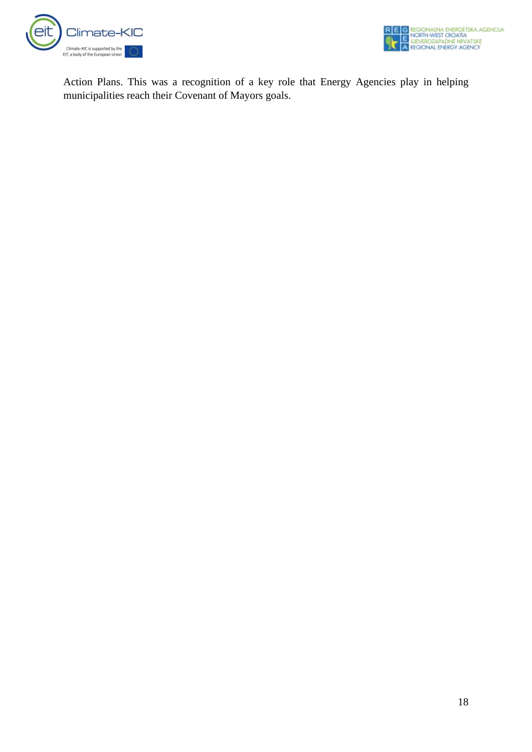Action Plans. This was a recognition of a key role that Energy Agencies play in helping municipalities reach their Covenant of Mayors goals.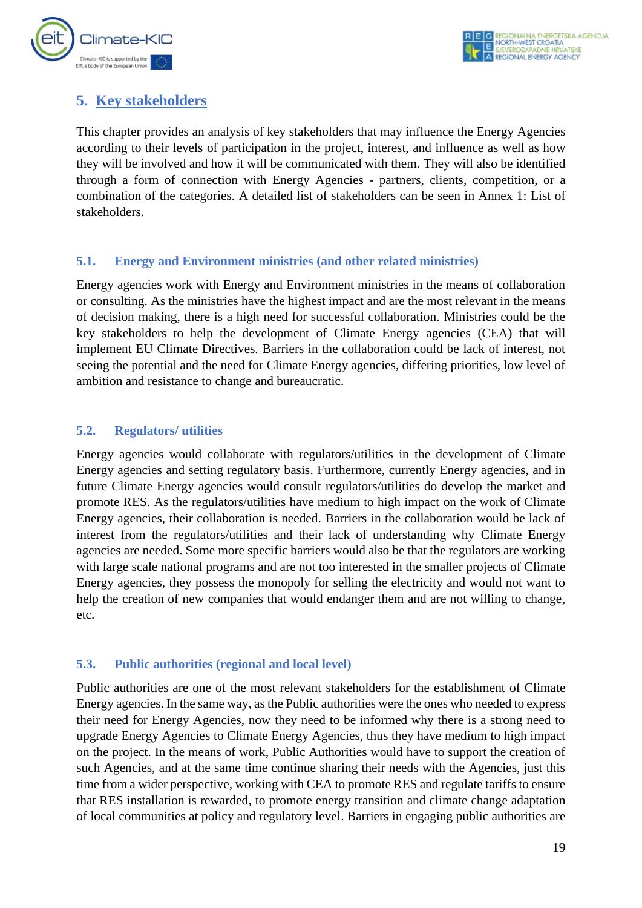## 5. Key stakeholders

This chapter provides an analysis of key stakeholders that may influence the Energy Agencies according to their levels of participation in the project, interest, and influence as well as how they will be involved and how it will be communicated with them. They will also be identified through a form of connection with Energy Agencies - partners, clients, competition, or a combination of the categories. A detailed list of stakeholders can be seen in Annex 1: List of stakeholders.

### 5.1. Energy and Environment ministries (and other related ministries)

Energy agencies work with Energy and Environment ministries in the means of collaboration or consulting. As the ministries have the highest impact and are the most relevant in the means of decision making, there is a high need for successful collaboration. Ministries could be the key stakeholders to help the development of Climate Energy agencies (CEA) that will implement EU Climate Directives. Barriers in the collaboration could be lack of interest, not seeing the potential and the need for Climate Energy agencies, differing priorities, low level of ambition and resistance to change and bureaucratic.

### 5.2. Regulators/ utilities

Energy agencies would collaborate with regulators/utilities in the development of Climate Energy agencies and setting regulatory basis. Furthermore, currently Energy agencies, and in future Climate Energy agencies would consult regulators/utilities do develop the market and promote RES. As the regulators/utilities have medium to high impact on the work of Climate Energy agencies, their collaboration is needed. Barriers in the collaboration would be lack of interest from the regulators/utilities and their lack of understanding why Climate Energy agencies are needed. Some more specific barriers would also be that the regulators are working with large scale national programs and are not too interested in the smaller projects of Climate Energy agencies, they possess the monopoly for selling the electricity and would not want to help the creation of new companies that would endanger them and are not willing to change, etc.

### 5.3. Public authorities (regional and local level)

Public authorities are one of the most relevant stakeholders for the establishment of Climate Energy agencies. In the same way, as the Public authorities were the ones who needed to express their need for Energy Agencies, now they need to be informed why there is a strong need to upgrade Energy Agencies to Climate Energy Agencies, thus they have medium to high impact on the project. In the means of work, Public Authorities would have to support the creation of such Agencies, and at the same time continue sharing their needs with the Agencies, just this time from a wider perspective, working with CEA to promote RES and regulate tariffs to ensure that RES installation is rewarded, to promote energy transition and climate change adaptation of local communities at policy and regulatory level. Barriers in engaging public authorities are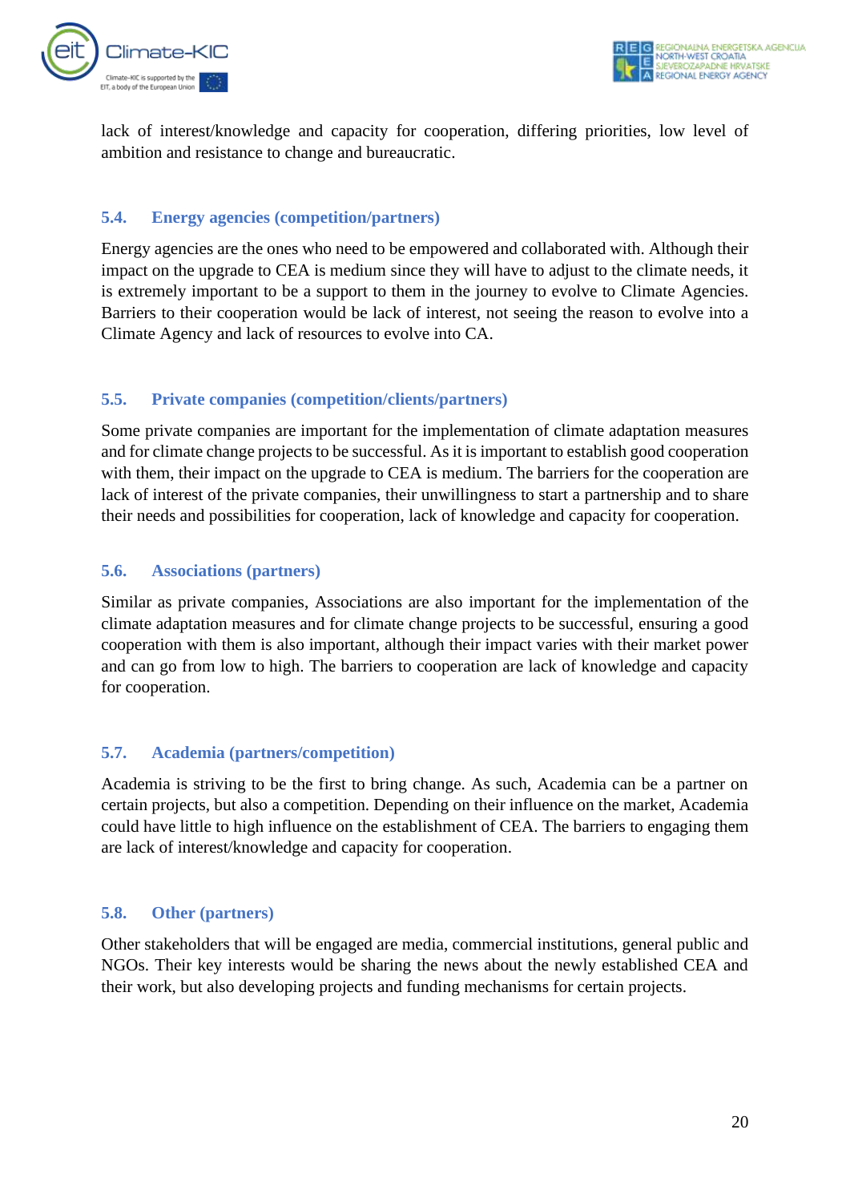lack of interest/knowledge and capacity for cooperation, differing priorities, low level of ambition and resistance to change and bureaucratic.

### 5.4. Energy agencies (competition/partners)

Energy agencies are the ones who need to be empowered and collaborated with. Although their impact on the upgrade to CEA is medium since they will have to adjust to the climate needs, it is extremely important to be a support to them in the journey to evolve to Climate Agencies. Barriers to their cooperation would be lack of interest, not seeing the reason to evolve into a Climate Agency and lack of resources to evolve into CA.

### 5.5. Private companies (competition/clients/partners)

Some private companies are important for the implementation of climate adaptation measures and for climate change projects to be successful. As it is important to establish good cooperation with them, their impact on the upgrade to CEA is medium. The barriers for the cooperation are lack of interest of the private companies, their unwillingness to start a partnership and to share their needs and possibilities for cooperation, lack of knowledge and capacity for cooperation.

### 5.6. Associations (partners)

Similar as private companies, Associations are also important for the implementation of the climate adaptation measures and for climate change projects to be successful, ensuring a good cooperation with them is also important, although their impact varies with their market power and can go from low to high. The barriers to cooperation are lack of knowledge and capacity for cooperation.

### 5.7. Academia (partners/competition)

Academia is striving to be the first to bring change. As such, Academia can be a partner on certain projects, but also a competition. Depending on their influence on the market, Academia could have little to high influence on the establishment of CEA. The barriers to engaging them are lack of interest/knowledge and capacity for cooperation.

### 5.8. Other (partners)

Other stakeholders that will be engaged are media, commercial institutions, general public and NGOs. Their key interests would be sharing the news about the newly established CEA and their work, but also developing projects and funding mechanisms for certain projects.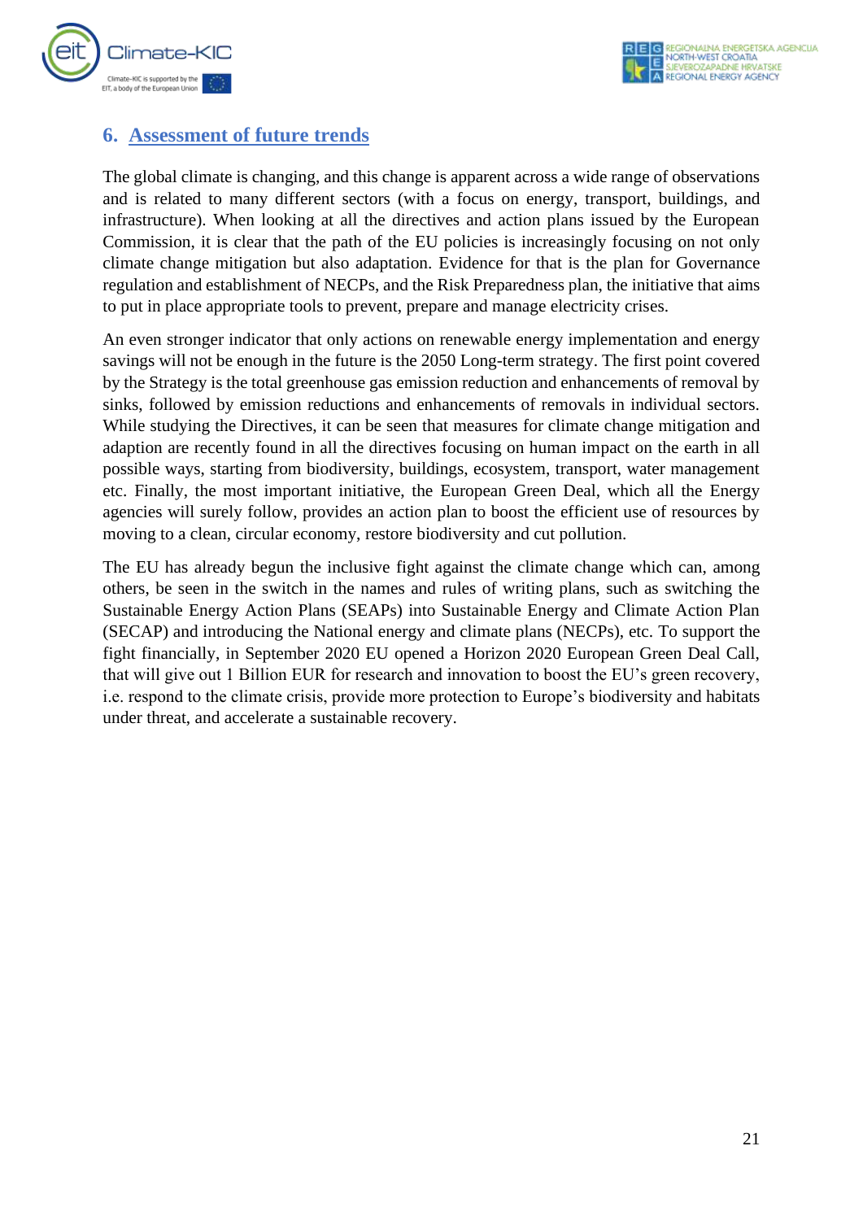## 6. Assessment of future trends

The global climate is changing, and this change is apparent across a wide range of observations and is related to many different sectors (with a focus on energy, transport, buildings, and infrastructure). When looking at all the directives and action plans issued by the European Commission, it is clear that the path of the EU policies is increasingly focusing on not only climate change mitigation but also adaptation. Evidence for that is the plan for Governance regulation and establishment of NECPs, and the Risk Preparedness plan, the initiative that aims to put in place appropriate tools to prevent, prepare and manage electricity crises.

An even stronger indicator that only actions on renewable energy implementation and energy savings will not be enough in the future is the 2050 Long-term strategy. The first point covered by the Strategy is the total greenhouse gas emission reduction and enhancements of removal by sinks, followed by emission reductions and enhancements of removals in individual sectors. While studying the Directives, it can be seen that measures for climate change mitigation and adaption are recently found in all the directives focusing on human impact on the earth in all possible ways, starting from biodiversity, buildings, ecosystem, transport, water management etc. Finally, the most important initiative, the European Green Deal, which all the Energy agencies will surely follow, provides an action plan to boost the efficient use of resources by moving to a clean, circular economy, restore biodiversity and cut pollution.

The EU has already begun the inclusive fight against the climate change which can, among others, be seen in the switch in the names and rules of writing plans, such as switching the Sustainable Energy Action Plans (SEAPs) into Sustainable Energy and Climate Action Plan (SECAP) and introducing the National energy and climate plans (NECPs), etc. To support the fight financially, in September 2020 EU opened a Horizon 2020 European Green Deal Call, that will give out 1 Billion EUR for research and innovation to boost the EU's green recovery, i.e. respond to the climate crisis, provide more protection to Europe's biodiversity and habitats under threat, and accelerate a sustainable recovery.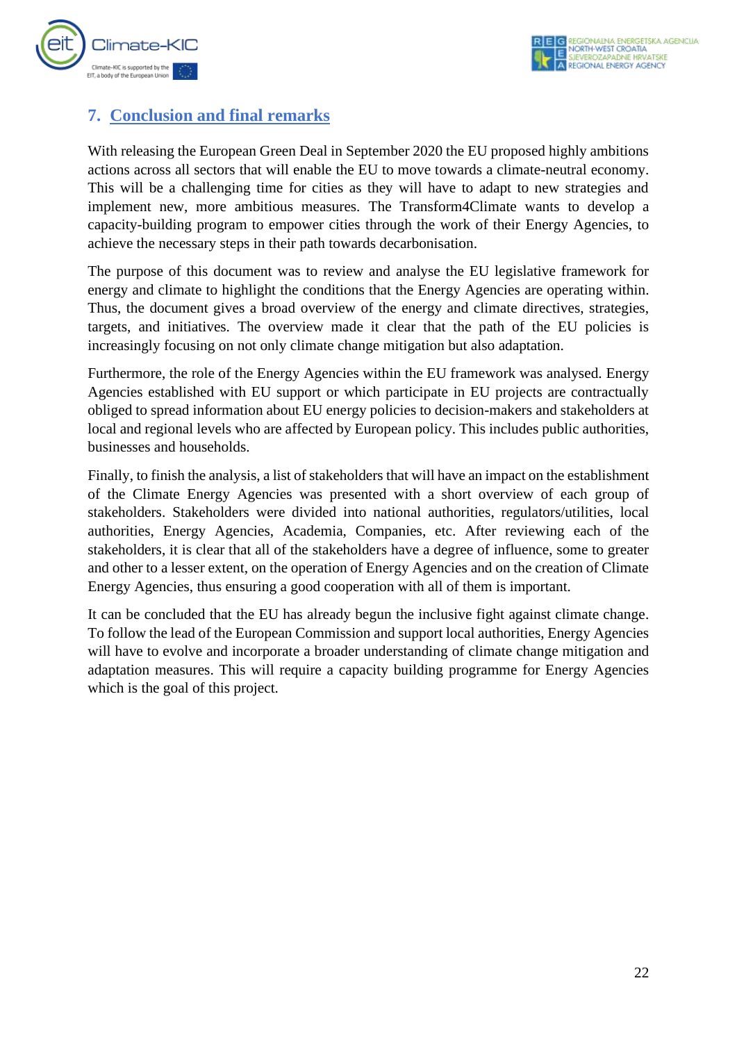## 7. Conclusion and final remarks

With releasing the European Green Deal in September 2020 the EU proposed highly ambitions actions across all sectors that will enable the EU to move towards a climate-neutral economy. This will be a challenging time for cities as they will have to adapt to new strategies and implement new, more ambitious measures. The Transform4Climate wants to develop a capacity-building program to empower cities through the work of their Energy Agencies, to achieve the necessary steps in their path towards decarbonisation.

The purpose of this document was to review and analyse the EU legislative framework for energy and climate to highlight the conditions that the Energy Agencies are operating within. Thus, the document gives a broad overview of the energy and climate directives, strategies, targets, and initiatives. The overview made it clear that the path of the EU policies is increasingly focusing on not only climate change mitigation but also adaptation.

Furthermore, the role of the Energy Agencies within the EU framework was analysed. Energy Agencies established with EU support or which participate in EU projects are contractually obliged to spread information about EU energy policies to decision-makers and stakeholders at local and regional levels who are affected by European policy. This includes public authorities, businesses and households.

Finally, to finish the analysis, a list of stakeholders that will have an impact on the establishment of the Climate Energy Agencies was presented with a short overview of each group of stakeholders. Stakeholders were divided into national authorities, regulators/utilities, local authorities, Energy Agencies, Academia, Companies, etc. After reviewing each of the stakeholders, it is clear that all of the stakeholders have a degree of influence, some to greater and other to a lesser extent, on the operation of Energy Agencies and on the creation of Climate Energy Agencies, thus ensuring a good cooperation with all of them is important.

It can be concluded that the EU has already begun the inclusive fight against climate change. To follow the lead of the European Commission and support local authorities, Energy Agencies will have to evolve and incorporate a broader understanding of climate change mitigation and adaptation measures. This will require a capacity building programme for Energy Agencies which is the goal of this project.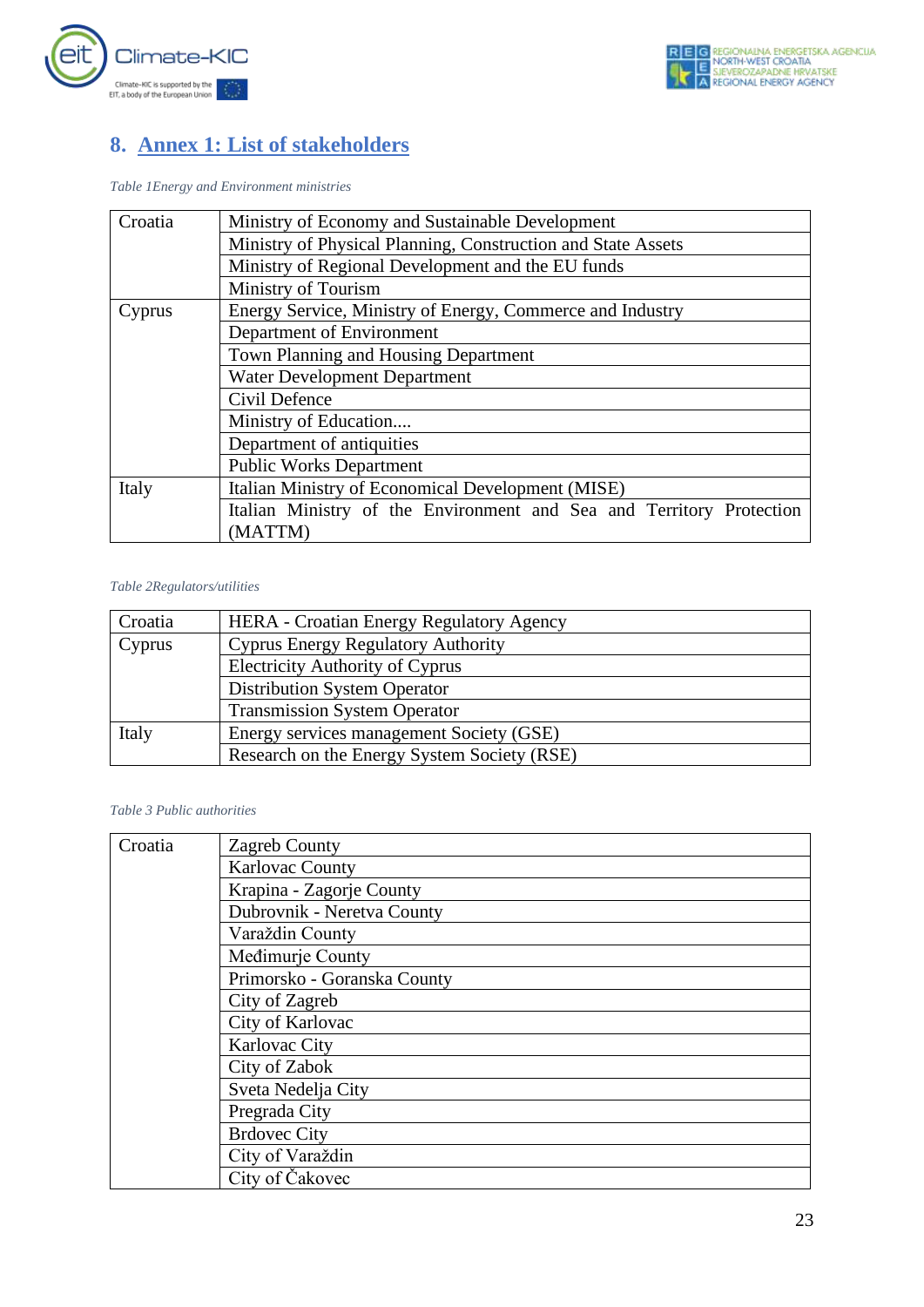# 8. Annex 1: List of stakeholders

*Table 1Energy and Environment ministries*

| | |
|---|---|
| Croatia | Ministry of Economy and Sustainable Development |
| | Ministry of Physical Planning, Construction and State Assets |
| | Ministry of Regional Development and the EU funds |
| | Ministry of Tourism |
| Cyprus | Energy Service, Ministry of Energy, Commerce and Industry |
| | Department of Environment |
| | Town Planning and Housing Department |
| | Water Development Department |
| | Civil Defence |
| | Ministry of Education.... |
| | Department of antiquities |
| | Public Works Department |
| Italy | Italian Ministry of Economical Development (MISE) |
| | Italian Ministry of the Environment and Sea and Territory Protection (MATTM) |

*Table 2Regulators/utilities*

| | |
|---|---|
| Croatia | HERA - Croatian Energy Regulatory Agency |
| Cyprus | Cyprus Energy Regulatory Authority |
| | Electricity Authority of Cyprus |
| | Distribution System Operator |
| | Transmission System Operator |
| Italy | Energy services management Society (GSE) |
| | Research on the Energy System Society (RSE) |

*Table 3 Public authorities*

| | |
|---|---|
| Croatia | Zagreb County |
| | Karlovac County |
| | Krapina - Zagorje County |
| | Dubrovnik - Neretva County |
| | Varaždin County |
| | Međimurje County |
| | Primorsko - Goranska County |
| | City of Zagreb |
| | City of Karlovac |
| | Karlovac City |
| | City of Zabok |
| | Sveta Nedelja City |
| | Pregrada City |
| | Brdovec City |
| | City of Varaždin |
| | City of Čakovec |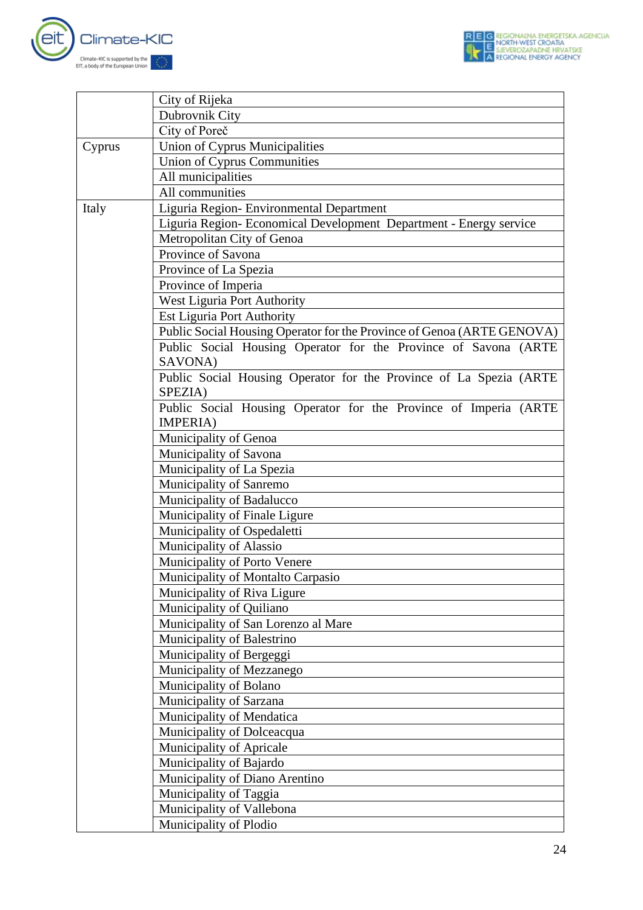| | |
|---|---|
| | City of Rijeka |
| | Dubrovnik City |
| | City of Poreč |
| Cyprus | Union of Cyprus Municipalities |
| | Union of Cyprus Communities |
| | All municipalities |
| | All communities |
| Italy | Liguria Region- Environmental Department |
| | Liguria Region- Economical Development Department - Energy service |
| | Metropolitan City of Genoa |
| | Province of Savona |
| | Province of La Spezia |
| | Province of Imperia |
| | West Liguria Port Authority |
| | Est Liguria Port Authority |
| | Public Social Housing Operator for the Province of Genoa (ARTE GENOVA) |
| | Public Social Housing Operator for the Province of Savona (ARTE SAVONA) |
| | Public Social Housing Operator for the Province of La Spezia (ARTE SPEZIA) |
| | Public Social Housing Operator for the Province of Imperia (ARTE IMPERIA) |
| | Municipality of Genoa |
| | Municipality of Savona |
| | Municipality of La Spezia |
| | Municipality of Sanremo |
| | Municipality of Badalucco |
| | Municipality of Finale Ligure |
| | Municipality of Ospedaletti |
| | Municipality of Alassio |
| | Municipality of Porto Venere |
| | Municipality of Montalto Carpasio |
| | Municipality of Riva Ligure |
| | Municipality of Quiliano |
| | Municipality of San Lorenzo al Mare |
| | Municipality of Balestrino |
| | Municipality of Bergeggi |
| | Municipality of Mezzanego |
| | Municipality of Bolano |
| | Municipality of Sarzana |
| | Municipality of Mendatica |
| | Municipality of Dolceacqua |
| | Municipality of Apricale |
| | Municipality of Bajardo |
| | Municipality of Diano Arentino |
| | Municipality of Taggia |
| | Municipality of Vallebona |
| | Municipality of Plodio |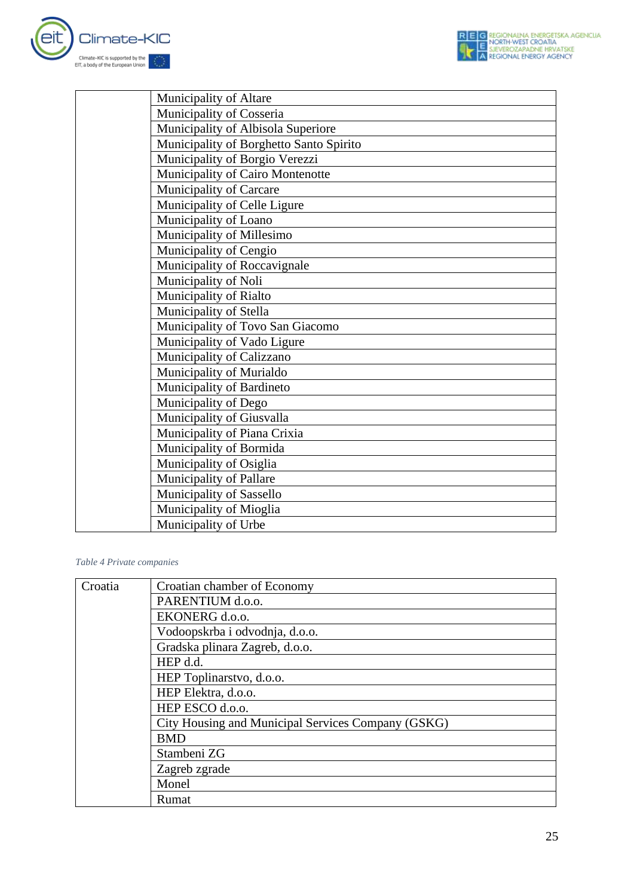| | |
|---|---|
| | Municipality of Altare |
| | Municipality of Cosseria |
| | Municipality of Albisola Superiore |
| | Municipality of Borghetto Santo Spirito |
| | Municipality of Borgio Verezzi |
| | Municipality of Cairo Montenotte |
| | Municipality of Carcare |
| | Municipality of Celle Ligure |
| | Municipality of Loano |
| | Municipality of Millesimo |
| | Municipality of Cengio |
| | Municipality of Roccavignale |
| | Municipality of Noli |
| | Municipality of Rialto |
| | Municipality of Stella |
| | Municipality of Tovo San Giacomo |
| | Municipality of Vado Ligure |
| | Municipality of Calizzano |
| | Municipality of Murialdo |
| | Municipality of Bardineto |
| | Municipality of Dego |
| | Municipality of Giusvalla |
| | Municipality of Piana Crixia |
| | Municipality of Bormida |
| | Municipality of Osiglia |
| | Municipality of Pallare |
| | Municipality of Sassello |
| | Municipality of Mioglia |
| | Municipality of Urbe |

*Table 4 Private companies*

| | |
|---|---|
| Croatia | Croatian chamber of Economy |
| | PARENTIUM d.o.o. |
| | EKONERG d.o.o. |
| | Vodoopskrba i odvodnja, d.o.o. |
| | Gradska plinara Zagreb, d.o.o. |
| | HEP d.d. |
| | HEP Toplinarstvo, d.o.o. |
| | HEP Elektra, d.o.o. |
| | HEP ESCO d.o.o. |
| | City Housing and Municipal Services Company (GSKG) |
| | BMD |
| | Stambeni ZG |
| | Zagreb zgrade |
| | Monel |
| | Rumat |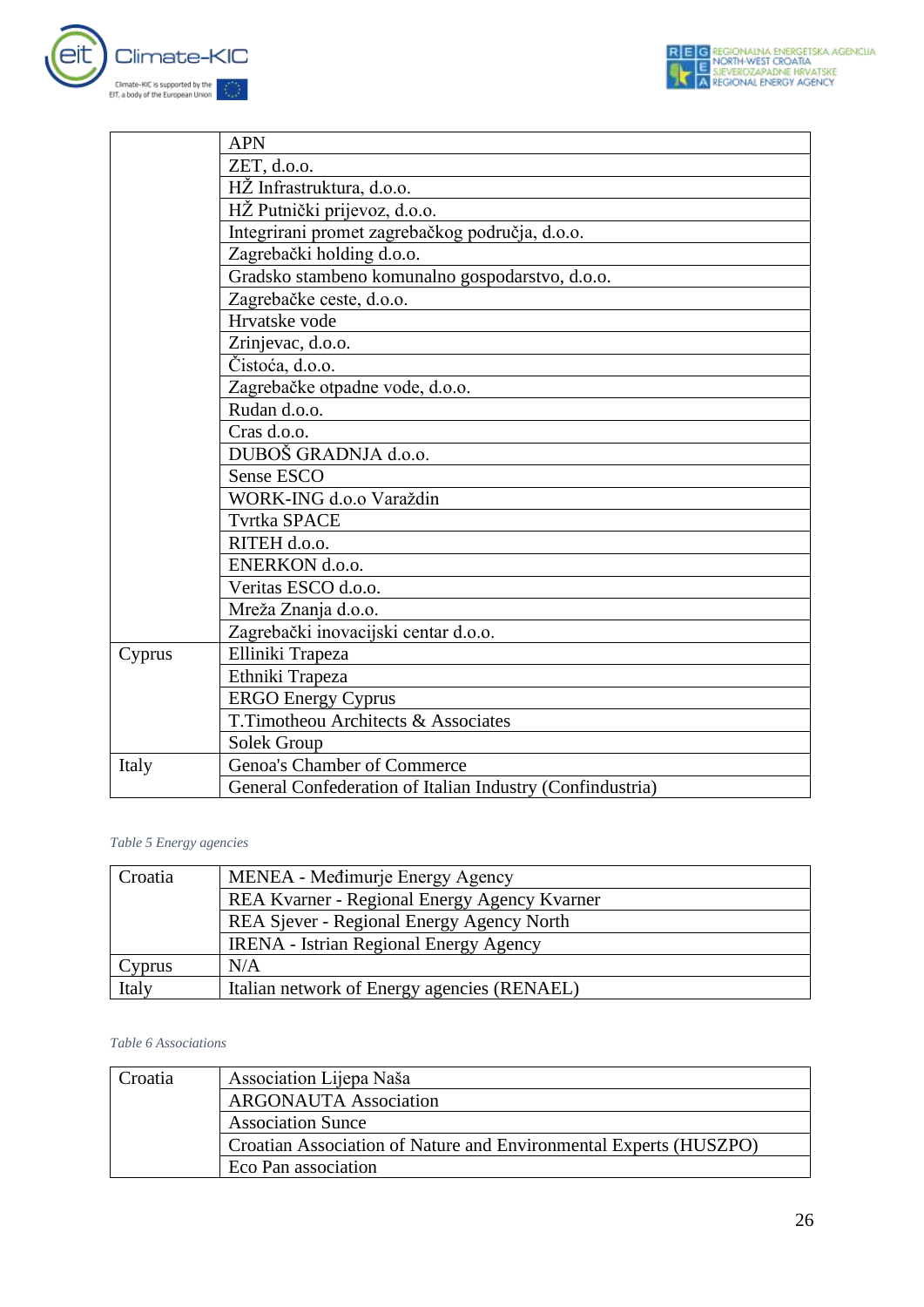| | |
|---|---|
| | APN |
| | ZET, d.o.o. |
| | HŽ Infrastruktura, d.o.o. |
| | HŽ Putnički prijevoz, d.o.o. |
| | Integrirani promet zagrebačkog područja, d.o.o. |
| | Zagrebački holding d.o.o. |
| | Gradsko stambeno komunalno gospodarstvo, d.o.o. |
| | Zagrebačke ceste, d.o.o. |
| | Hrvatske vode |
| | Zrinjevac, d.o.o. |
| | Čistoća, d.o.o. |
| | Zagrebačke otpadne vode, d.o.o. |
| | Rudan d.o.o. |
| | Cras d.o.o. |
| | DUBOŠ GRADNJA d.o.o. |
| | Sense ESCO |
| | WORK-ING d.o.o Varaždin |
| | Tvrtka SPACE |
| | RITEH d.o.o. |
| | ENERKON d.o.o. |
| | Veritas ESCO d.o.o. |
| | Mreža Znanja d.o.o. |
| | Zagrebački inovacijski centar d.o.o. |
| Cyprus | Elliniki Trapeza |
| | Ethniki Trapeza |
| | ERGO Energy Cyprus |
| | T.Timotheou Architects & Associates |
| | Solek Group |
| Italy | Genoa's Chamber of Commerce |
| | General Confederation of Italian Industry (Confindustria) |

*Table 5 Energy agencies*

| | |
|---|---|
| Croatia | MENEA - Međimurje Energy Agency |
| | REA Kvarner - Regional Energy Agency Kvarner |
| | REA Sjever - Regional Energy Agency North |
| | IRENA - Istrian Regional Energy Agency |
| Cyprus | N/A |
| Italy | Italian network of Energy agencies (RENAEL) |

*Table 6 Associations*

| | |
|---|---|
| Croatia | Association Lijepa Naša |
| | ARGONAUTA Association |
| | Association Sunce |
| | Croatian Association of Nature and Environmental Experts (HUSZPO) |
| | Eco Pan association |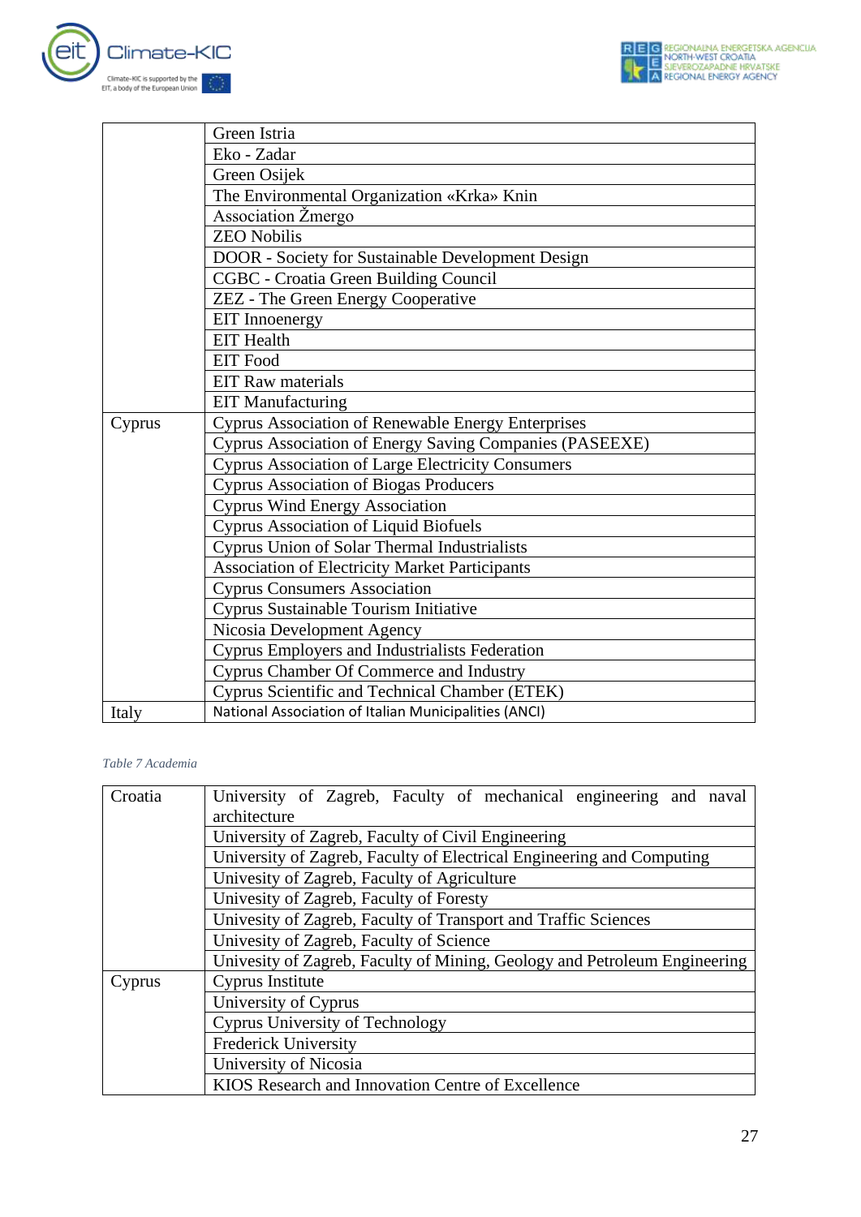| | |
|---|---|
| | Green Istria |
| | Eko - Zadar |
| | Green Osijek |
| | The Environmental Organization «Krka» Knin |
| | Association Žmergo |
| | ZEO Nobilis |
| | DOOR - Society for Sustainable Development Design |
| | CGBC - Croatia Green Building Council |
| | ZEZ - The Green Energy Cooperative |
| | EIT Innoenergy |
| | EIT Health |
| | EIT Food |
| | EIT Raw materials |
| | EIT Manufacturing |
| Cyprus | Cyprus Association of Renewable Energy Enterprises |
| | Cyprus Association of Energy Saving Companies (PASEEXE) |
| | Cyprus Association of Large Electricity Consumers |
| | Cyprus Association of Biogas Producers |
| | Cyprus Wind Energy Association |
| | Cyprus Association of Liquid Biofuels |
| | Cyprus Union of Solar Thermal Industrialists |
| | Association of Electricity Market Participants |
| | Cyprus Consumers Association |
| | Cyprus Sustainable Tourism Initiative |
| | Nicosia Development Agency |
| | Cyprus Employers and Industrialists Federation |
| | Cyprus Chamber Of Commerce and Industry |
| | Cyprus Scientific and Technical Chamber (ETEK) |
| Italy | National Association of Italian Municipalities (ANCI) |

*Table 7 Academia*

| | |
|---|---|
| Croatia | University of Zagreb, Faculty of mechanical engineering and naval architecture |
| | University of Zagreb, Faculty of Civil Engineering |
| | University of Zagreb, Faculty of Electrical Engineering and Computing |
| | Univesity of Zagreb, Faculty of Agriculture |
| | Univesity of Zagreb, Faculty of Foresty |
| | Univesity of Zagreb, Faculty of Transport and Traffic Sciences |
| | Univesity of Zagreb, Faculty of Science |
| | Univesity of Zagreb, Faculty of Mining, Geology and Petroleum Engineering |
| Cyprus | Cyprus Institute |
| | University of Cyprus |
| | Cyprus University of Technology |
| | Frederick University |
| | University of Nicosia |
| | KIOS Research and Innovation Centre of Excellence |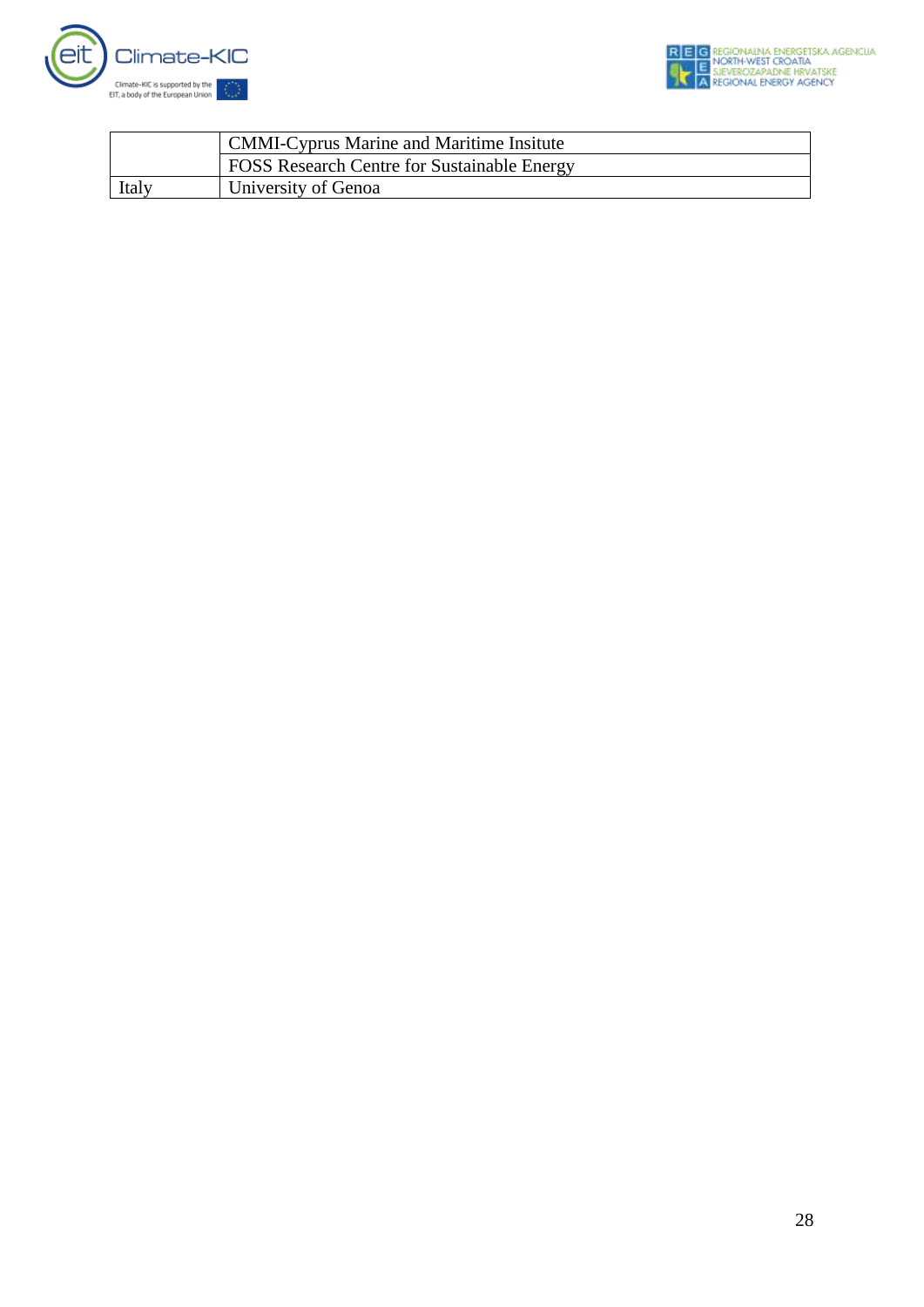| | |
|---|---|
| | CMMI-Cyprus Marine and Maritime Insitute |
| | FOSS Research Centre for Sustainable Energy |
| Italy | University of Genoa |